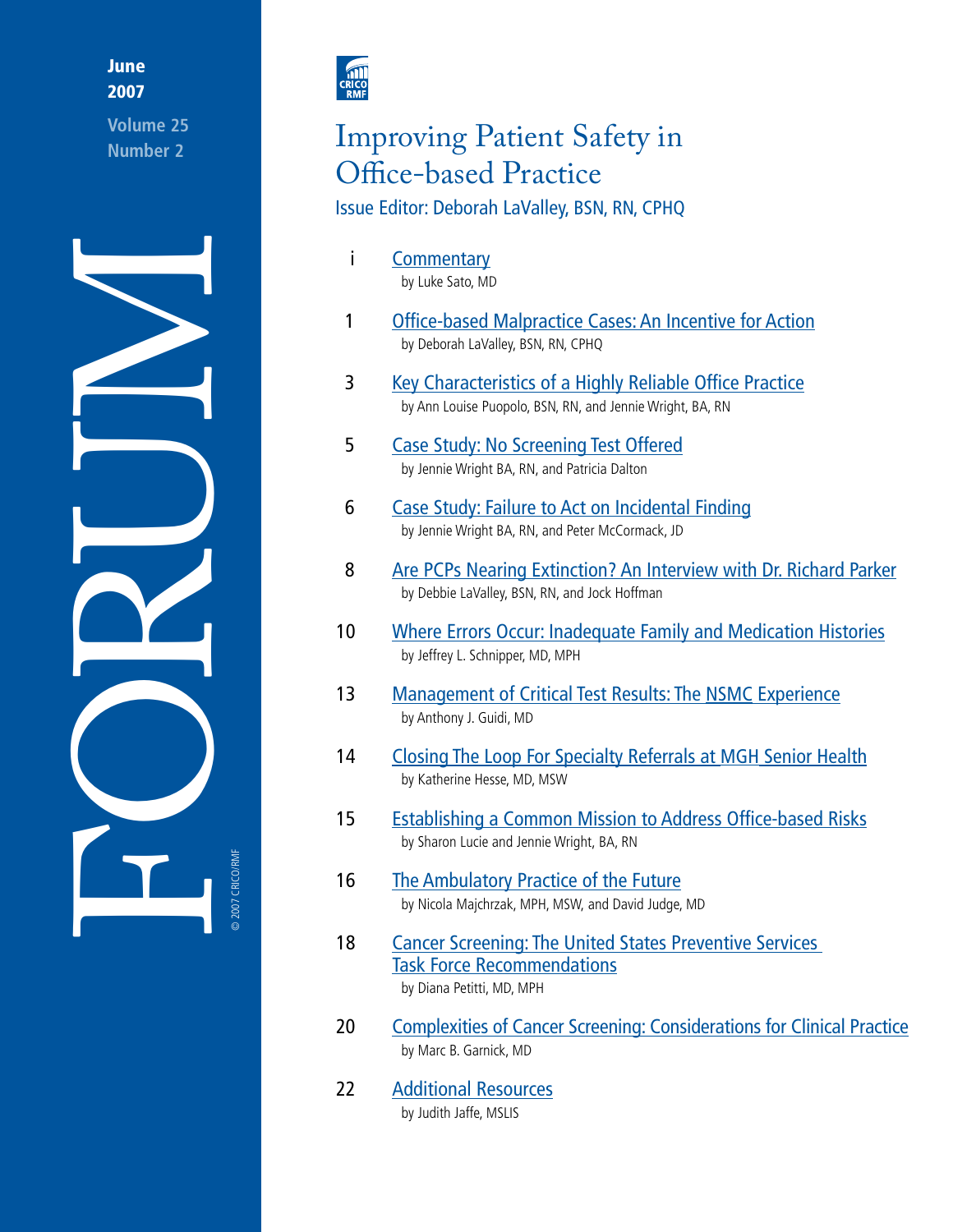June 2007

Volume 25
Number 2

# FORUM

© 2007 CRICO/RMF

CRICO RMF

# Improving Patient Safety in Office-based Practice

Issue Editor: Deborah LaValley, BSN, RN, CPHQ

| | |
|---|---|
| i | Commentary<br>by Luke Sato, MD |
| 1 | Office-based Malpractice Cases: An Incentive for Action<br>by Deborah LaValley, BSN, RN, CPHQ |
| 3 | Key Characteristics of a Highly Reliable Office Practice<br>by Ann Louise Puopolo, BSN, RN, and Jennie Wright, BA, RN |
| 5 | Case Study: No Screening Test Offered<br>by Jennie Wright BA, RN, and Patricia Dalton |
| 6 | Case Study: Failure to Act on Incidental Finding<br>by Jennie Wright BA, RN, and Peter McCormack, JD |
| 8 | Are PCPs Nearing Extinction? An Interview with Dr. Richard Parker<br>by Debbie LaValley, BSN, RN, and Jock Hoffman |
| 10 | Where Errors Occur: Inadequate Family and Medication Histories<br>by Jeffrey L. Schnipper, MD, MPH |
| 13 | Management of Critical Test Results: The NSMC Experience<br>by Anthony J. Guidi, MD |
| 14 | Closing The Loop For Specialty Referrals at MGH Senior Health<br>by Katherine Hesse, MD, MSW |
| 15 | Establishing a Common Mission to Address Office-based Risks<br>by Sharon Lucie and Jennie Wright, BA, RN |
| 16 | The Ambulatory Practice of the Future<br>by Nicola Majchrzak, MPH, MSW, and David Judge, MD |
| 18 | Cancer Screening: The United States Preventive Services Task Force Recommendations<br>by Diana Petitti, MD, MPH |
| 20 | Complexities of Cancer Screening: Considerations for Clinical Practice<br>by Marc B. Garnick, MD |
| 22 | Additional Resources<br>by Judith Jaffe, MSLIS |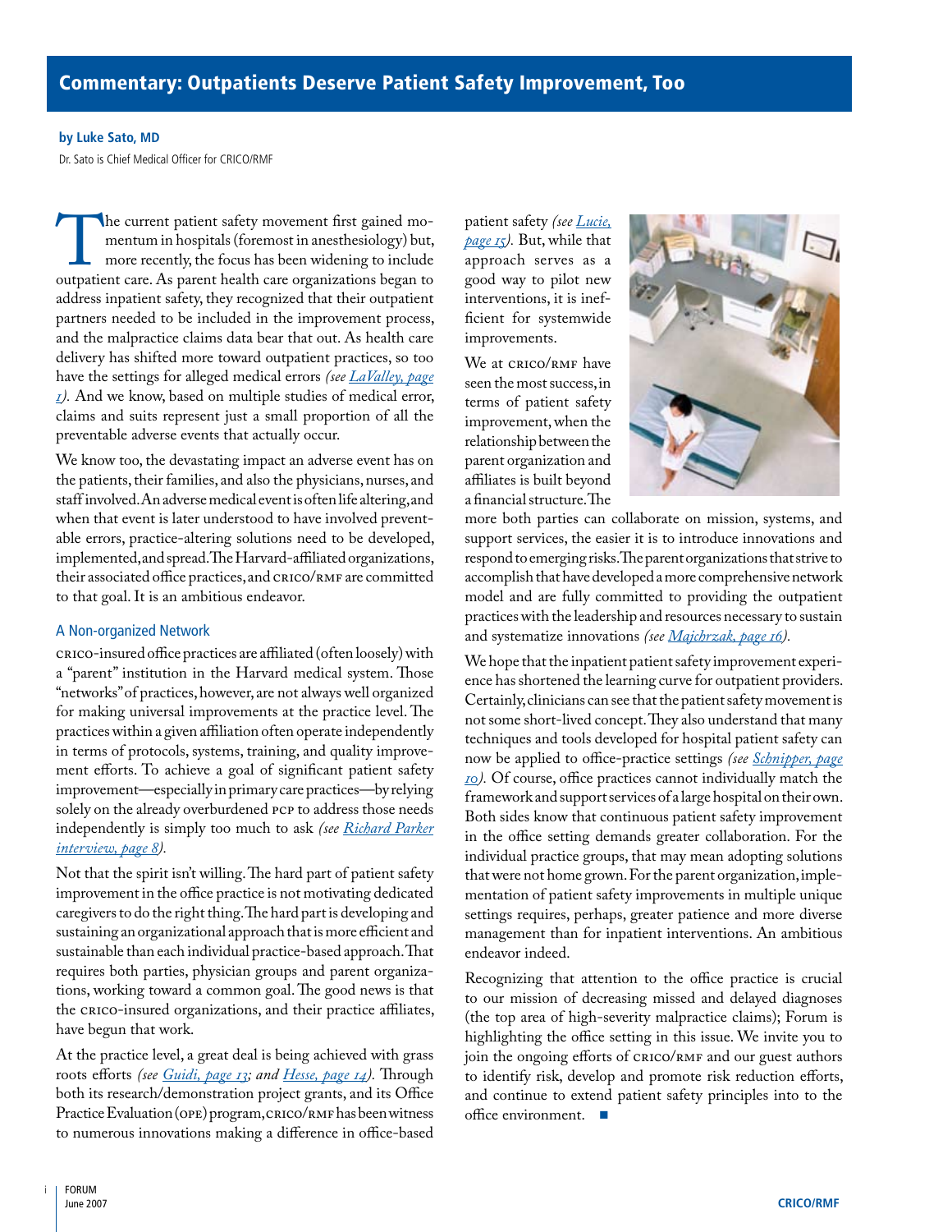# Commentary: Outpatients Deserve Patient Safety Improvement, Too

**by Luke Sato, MD**

Dr. Sato is Chief Medical Officer for CRICO/RMF

The current patient safety movement first gained momentum in hospitals (foremost in anesthesiology) but, more recently, the focus has been widening to include outpatient care. As parent health care organizations began to address inpatient safety, they recognized that their outpatient partners needed to be included in the improvement process, and the malpractice claims data bear that out. As health care delivery has shifted more toward outpatient practices, so too have the settings for alleged medical errors *(see LaValley, page 1)*. And we know, based on multiple studies of medical error, claims and suits represent just a small proportion of all the preventable adverse events that actually occur.

We know too, the devastating impact an adverse event has on the patients, their families, and also the physicians, nurses, and staff involved. An adverse medical event is often life altering, and when that event is later understood to have involved preventable errors, practice-altering solutions need to be developed, implemented, and spread. The Harvard-affiliated organizations, their associated office practices, and CRICO/RMF are committed to that goal. It is an ambitious endeavor.

## A Non-organized Network

CRICO-insured office practices are affiliated (often loosely) with a "parent" institution in the Harvard medical system. Those "networks" of practices, however, are not always well organized for making universal improvements at the practice level. The practices within a given affiliation often operate independently in terms of protocols, systems, training, and quality improvement efforts. To achieve a goal of significant patient safety improvement—especially in primary care practices—by relying solely on the already overburdened PCP to address those needs independently is simply too much to ask *(see Richard Parker interview, page 8)*.

Not that the spirit isn't willing. The hard part of patient safety improvement in the office practice is not motivating dedicated caregivers to do the right thing. The hard part is developing and sustaining an organizational approach that is more efficient and sustainable than each individual practice-based approach. That requires both parties, physician groups and parent organizations, working toward a common goal. The good news is that the CRICO-insured organizations, and their practice affiliates, have begun that work.

At the practice level, a great deal is being achieved with grass roots efforts *(see Guidi, page 13; and Hesse, page 14)*. Through both its research/demonstration project grants, and its Office Practice Evaluation (OPE) program, CRICO/RMF has been witness to numerous innovations making a difference in office-based patient safety *(see Lucie, page 15)*. But, while that approach serves as a good way to pilot new interventions, it is inefficient for systemwide improvements.

We at CRICO/RMF have seen the most success, in terms of patient safety improvement, when the relationship between the parent organization and affiliates is built beyond a financial structure. The more both parties can collaborate on mission, systems, and support services, the easier it is to introduce innovations and respond to emerging risks. The parent organizations that strive to accomplish that have developed a more comprehensive network model and are fully committed to providing the outpatient practices with the leadership and resources necessary to sustain and systematize innovations *(see Majchrzak, page 16)*.

We hope that the inpatient patient safety improvement experience has shortened the learning curve for outpatient providers. Certainly, clinicians can see that the patient safety movement is not some short-lived concept. They also understand that many techniques and tools developed for hospital patient safety can now be applied to office-practice settings *(see Schnipper, page 10)*. Of course, office practices cannot individually match the framework and support services of a large hospital on their own. Both sides know that continuous patient safety improvement in the office setting demands greater collaboration. For the individual practice groups, that may mean adopting solutions that were not home grown. For the parent organization, implementation of patient safety improvements in multiple unique settings requires, perhaps, greater patience and more diverse management than for inpatient interventions. An ambitious endeavor indeed.

Recognizing that attention to the office practice is crucial to our mission of decreasing missed and delayed diagnoses (the top area of high-severity malpractice claims); Forum is highlighting the office setting in this issue. We invite you to join the ongoing efforts of CRICO/RMF and our guest authors to identify risk, develop and promote risk reduction efforts, and continue to extend patient safety principles into to the office environment. ■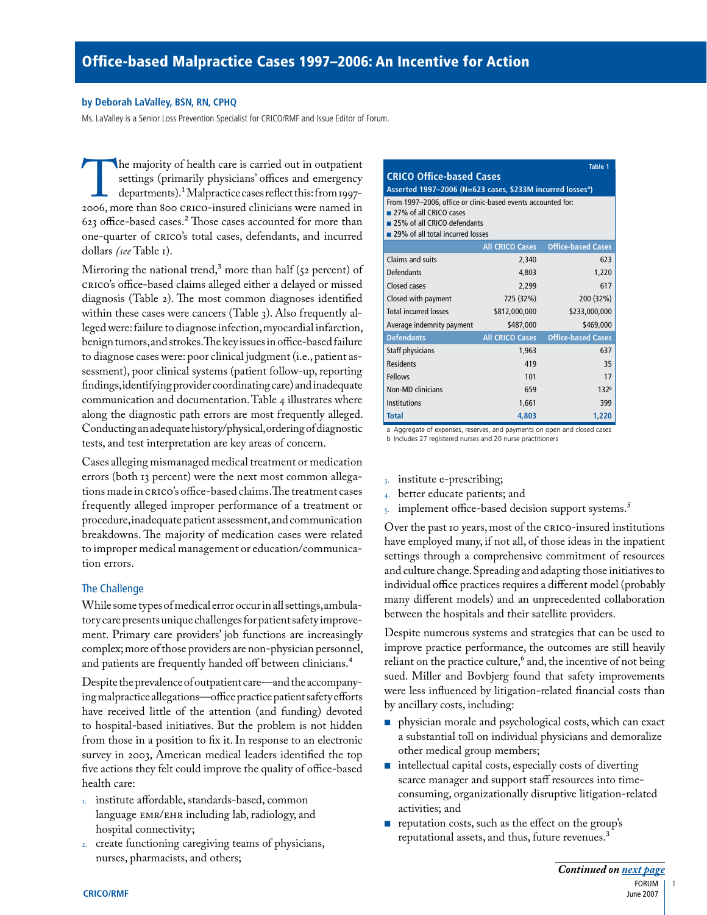# Office-based Malpractice Cases 1997–2006: An Incentive for Action

**by Deborah LaValley, BSN, RN, CPHQ**

Ms. LaValley is a Senior Loss Prevention Specialist for CRICO/RMF and Issue Editor of Forum.

The majority of health care is carried out in outpatient settings (primarily physicians' offices and emergency departments).[1] Malpractice cases reflect this: from 1997-2006, more than 800 CRICO-insured clinicians were named in 623 office-based cases.[2] Those cases accounted for more than one-quarter of CRICO's total cases, defendants, and incurred dollars (*see* Table 1).

Mirroring the national trend,[3] more than half (52 percent) of CRICO's office-based claims alleged either a delayed or missed diagnosis (Table 2). The most common diagnoses identified within these cases were cancers (Table 3). Also frequently alleged were: failure to diagnose infection, myocardial infarction, benign tumors, and strokes. The key issues in office-based failure to diagnose cases were: poor clinical judgment (i.e., patient assessment), poor clinical systems (patient follow-up, reporting findings, identifying provider coordinating care) and inadequate communication and documentation. Table 4 illustrates where along the diagnostic path errors are most frequently alleged. Conducting an adequate history/physical, ordering of diagnostic tests, and test interpretation are key areas of concern.

Cases alleging mismanaged medical treatment or medication errors (both 13 percent) were the next most common allegations made in CRICO's office-based claims. The treatment cases frequently alleged improper performance of a treatment or procedure, inadequate patient assessment, and communication breakdowns. The majority of medication cases were related to improper medical management or education/communication errors.

Table 1

**CRICO Office-based Cases**
**Asserted 1997–2006 (N=623 cases, $233M incurred losses[a])**

From 1997–2006, office or clinic-based events accounted for:
- 27% of all CRICO cases
- 25% of all CRICO defendants
- 29% of all total incurred losses

| | All CRICO Cases | Office-based Cases |
|---|---|---|
| Claims and suits | 2,340 | 623 |
| Defendants | 4,803 | 1,220 |
| Closed cases | 2,299 | 617 |
| Closed with payment | 725 (32%) | 200 (32%) |
| Total incurred losses | $812,000,000 | $233,000,000 |
| Average indemnity payment | $487,000 | $469,000 |
| **Defendants** | **All CRICO Cases** | **Office-based Cases** |
| Staff physicians | 1,963 | 637 |
| Residents | 419 | 35 |
| Fellows | 101 | 17 |
| Non-MD clinicians | 659 | 132[b] |
| Institutions | 1,661 | 399 |
| **Total** | **4,803** | **1,220** |

a Aggregate of expenses, reserves, and payments on open and closed cases
b Includes 27 registered nurses and 20 nurse practitioners

## The Challenge

While some types of medical error occur in all settings, ambulatory care presents unique challenges for patient safety improvement. Primary care providers' job functions are increasingly complex; more of those providers are non-physician personnel, and patients are frequently handed off between clinicians.[4]

Despite the prevalence of outpatient care—and the accompanying malpractice allegations—office practice patient safety efforts have received little of the attention (and funding) devoted to hospital-based initiatives. But the problem is not hidden from those in a position to fix it. In response to an electronic survey in 2003, American medical leaders identified the top five actions they felt could improve the quality of office-based health care:

1. institute affordable, standards-based, common language EMR/EHR including lab, radiology, and hospital connectivity;
2. create functioning caregiving teams of physicians, nurses, pharmacists, and others;
3. institute e-prescribing;
4. better educate patients; and
5. implement office-based decision support systems.[5]

Over the past 10 years, most of the CRICO-insured institutions have employed many, if not all, of those ideas in the inpatient settings through a comprehensive commitment of resources and culture change. Spreading and adapting those initiatives to individual office practices requires a different model (probably many different models) and an unprecedented collaboration between the hospitals and their satellite providers.

Despite numerous systems and strategies that can be used to improve practice performance, the outcomes are still heavily reliant on the practice culture,[6] and, the incentive of not being sued. Miller and Bovbjerg found that safety improvements were less influenced by litigation-related financial costs than by ancillary costs, including:

- physician morale and psychological costs, which can exact a substantial toll on individual physicians and demoralize other medical group members;
- intellectual capital costs, especially costs of diverting scarce manager and support staff resources into time-consuming, organizationally disruptive litigation-related activities; and
- reputation costs, such as the effect on the group's reputational assets, and thus, future revenues.[3]

*Continued on next page*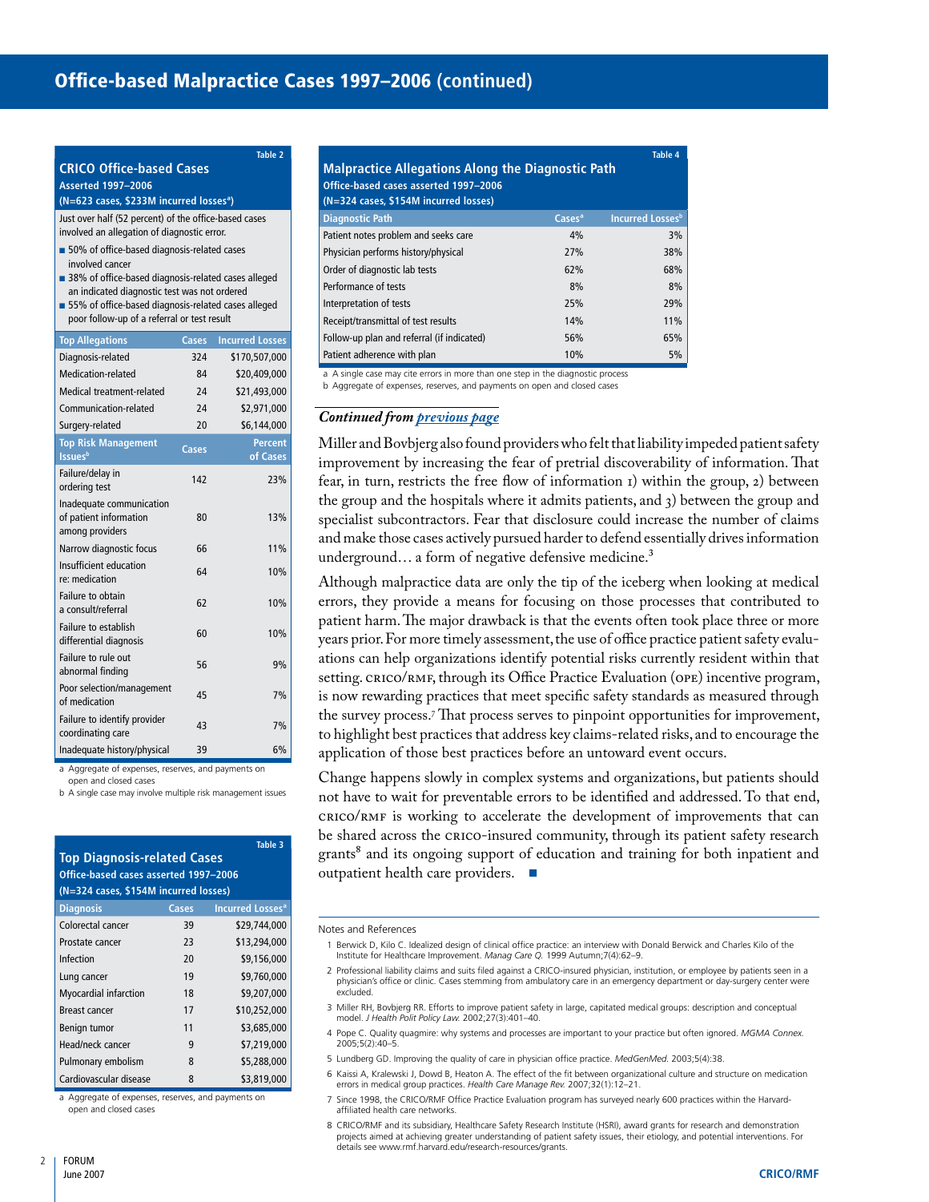# Office-based Malpractice Cases 1997–2006 (continued)

**Table 2**

## CRICO Office-based Cases

**Asserted 1997–2006**

**(N=623 cases, $233M incurred losses[a])**

Just over half (52 percent) of the office-based cases involved an allegation of diagnostic error.

- 50% of office-based diagnosis-related cases involved cancer
- 38% of office-based diagnosis-related cases alleged an indicated diagnostic test was not ordered
- 55% of office-based diagnosis-related cases alleged poor follow-up of a referral or test result

| Top Allegations | Cases | Incurred Losses |
|---|---|---|
| Diagnosis-related | 324 | $170,507,000 |
| Medication-related | 84 | $20,409,000 |
| Medical treatment-related | 24 | $21,493,000 |
| Communication-related | 24 | $2,971,000 |
| Surgery-related | 20 | $6,144,000 |

| Top Risk Management Issues[b] | Cases | Percent of Cases |
|---|---|---|
| Failure/delay in ordering test | 142 | 23% |
| Inadequate communication of patient information among providers | 80 | 13% |
| Narrow diagnostic focus | 66 | 11% |
| Insufficient education re: medication | 64 | 10% |
| Failure to obtain a consult/referral | 62 | 10% |
| Failure to establish differential diagnosis | 60 | 10% |
| Failure to rule out abnormal finding | 56 | 9% |
| Poor selection/management of medication | 45 | 7% |
| Failure to identify provider coordinating care | 43 | 7% |
| Inadequate history/physical | 39 | 6% |

a Aggregate of expenses, reserves, and payments on open and closed cases

b A single case may involve multiple risk management issues

**Table 3**

## Top Diagnosis-related Cases

**Office-based cases asserted 1997–2006**

**(N=324 cases, $154M incurred losses)**

| Diagnosis | Cases | Incurred Losses[a] |
|---|---|---|
| Colorectal cancer | 39 | $29,744,000 |
| Prostate cancer | 23 | $13,294,000 |
| Infection | 20 | $9,156,000 |
| Lung cancer | 19 | $9,760,000 |
| Myocardial infarction | 18 | $9,207,000 |
| Breast cancer | 17 | $10,252,000 |
| Benign tumor | 11 | $3,685,000 |
| Head/neck cancer | 9 | $7,219,000 |
| Pulmonary embolism | 8 | $5,288,000 |
| Cardiovascular disease | 8 | $3,819,000 |

a Aggregate of expenses, reserves, and payments on open and closed cases

**Table 4**

## Malpractice Allegations Along the Diagnostic Path

**Office-based cases asserted 1997–2006**

**(N=324 cases, $154M incurred losses)**

| Diagnostic Path | Cases[a] | Incurred Losses[b] |
|---|---|---|
| Patient notes problem and seeks care | 4% | 3% |
| Physician performs history/physical | 27% | 38% |
| Order of diagnostic lab tests | 62% | 68% |
| Performance of tests | 8% | 8% |
| Interpretation of tests | 25% | 29% |
| Receipt/transmittal of test results | 14% | 11% |
| Follow-up plan and referral (if indicated) | 56% | 65% |
| Patient adherence with plan | 10% | 5% |

a A single case may cite errors in more than one step in the diagnostic process

b Aggregate of expenses, reserves, and payments on open and closed cases

***Continued from previous page***

Miller and Bovbjerg also found providers who felt that liability impeded patient safety improvement by increasing the fear of pretrial discoverability of information. That fear, in turn, restricts the free flow of information 1) within the group, 2) between the group and the hospitals where it admits patients, and 3) between the group and specialist subcontractors. Fear that disclosure could increase the number of claims and make those cases actively pursued harder to defend essentially drives information underground… a form of negative defensive medicine.[3]

Although malpractice data are only the tip of the iceberg when looking at medical errors, they provide a means for focusing on those processes that contributed to patient harm. The major drawback is that the events often took place three or more years prior. For more timely assessment, the use of office practice patient safety evaluations can help organizations identify potential risks currently resident within that setting. CRICO/RMF, through its Office Practice Evaluation (OPE) incentive program, is now rewarding practices that meet specific safety standards as measured through the survey process.[7] That process serves to pinpoint opportunities for improvement, to highlight best practices that address key claims-related risks, and to encourage the application of those best practices before an untoward event occurs.

Change happens slowly in complex systems and organizations, but patients should not have to wait for preventable errors to be identified and addressed. To that end, CRICO/RMF is working to accelerate the development of improvements that can be shared across the CRICO-insured community, through its patient safety research grants[8] and its ongoing support of education and training for both inpatient and outpatient health care providers. ■

Notes and References

1. Berwick D, Kilo C. Idealized design of clinical office practice: an interview with Donald Berwick and Charles Kilo of the Institute for Healthcare Improvement. *Manag Care Q.* 1999 Autumn;7(4):62–9.
2. Professional liability claims and suits filed against a CRICO-insured physician, institution, or employee by patients seen in a physician's office or clinic. Cases stemming from ambulatory care in an emergency department or day-surgery center were excluded.
3. Miller RH, Bovbjerg RR. Efforts to improve patient safety in large, capitated medical groups: description and conceptual model. *J Health Polit Policy Law.* 2002;27(3):401–40.
4. Pope C. Quality quagmire: why systems and processes are important to your practice but often ignored. *MGMA Connex.* 2005;5(2):40–5.
5. Lundberg GD. Improving the quality of care in physician office practice. *MedGenMed.* 2003;5(4):38.
6. Kaissi A, Kralewski J, Dowd B, Heaton A. The effect of the fit between organizational culture and structure on medication errors in medical group practices. *Health Care Manage Rev.* 2007;32(1):12–21.
7. Since 1998, the CRICO/RMF Office Practice Evaluation program has surveyed nearly 600 practices within the Harvard-affiliated health care networks.
8. CRICO/RMF and its subsidiary, Healthcare Safety Research Institute (HSRI), award grants for research and demonstration projects aimed at achieving greater understanding of patient safety issues, their etiology, and potential interventions. For details see www.rmf.harvard.edu/research-resources/grants.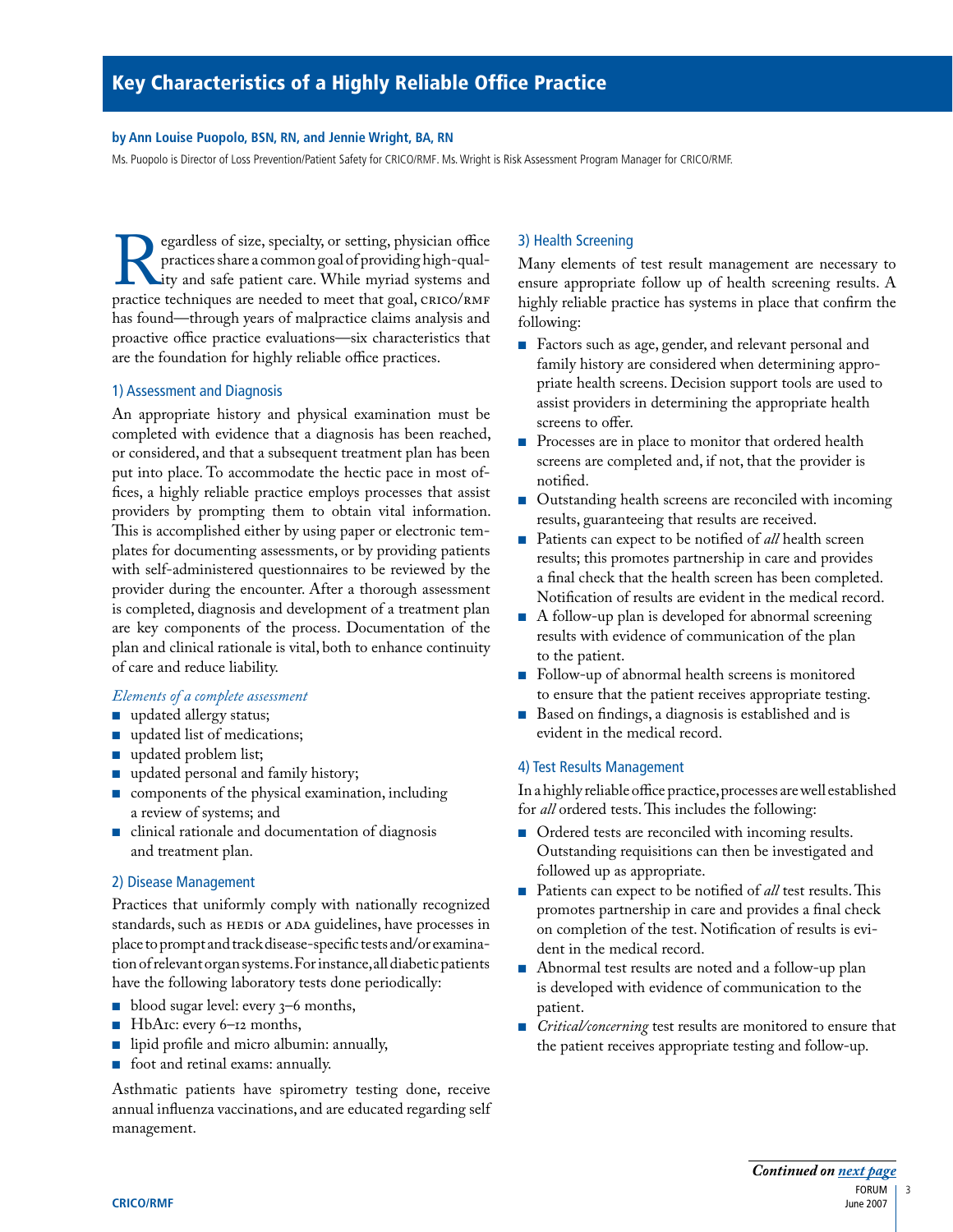# Key Characteristics of a Highly Reliable Office Practice

**by Ann Louise Puopolo, BSN, RN, and Jennie Wright, BA, RN**

Ms. Puopolo is Director of Loss Prevention/Patient Safety for CRICO/RMF. Ms. Wright is Risk Assessment Program Manager for CRICO/RMF.

Regardless of size, specialty, or setting, physician office practices share a common goal of providing high-quality and safe patient care. While myriad systems and practice techniques are needed to meet that goal, CRICO/RMF has found—through years of malpractice claims analysis and proactive office practice evaluations—six characteristics that are the foundation for highly reliable office practices.

## 1) Assessment and Diagnosis

An appropriate history and physical examination must be completed with evidence that a diagnosis has been reached, or considered, and that a subsequent treatment plan has been put into place. To accommodate the hectic pace in most offices, a highly reliable practice employs processes that assist providers by prompting them to obtain vital information. This is accomplished either by using paper or electronic templates for documenting assessments, or by providing patients with self-administered questionnaires to be reviewed by the provider during the encounter. After a thorough assessment is completed, diagnosis and development of a treatment plan are key components of the process. Documentation of the plan and clinical rationale is vital, both to enhance continuity of care and reduce liability.

*Elements of a complete assessment*

- updated allergy status;
- updated list of medications;
- updated problem list;
- updated personal and family history;
- components of the physical examination, including a review of systems; and
- clinical rationale and documentation of diagnosis and treatment plan.

## 2) Disease Management

Practices that uniformly comply with nationally recognized standards, such as HEDIS or ADA guidelines, have processes in place to prompt and track disease-specific tests and/or examination of relevant organ systems. For instance, all diabetic patients have the following laboratory tests done periodically:

- blood sugar level: every 3–6 months,
- HbA1c: every 6–12 months,
- lipid profile and micro albumin: annually,
- foot and retinal exams: annually.

Asthmatic patients have spirometry testing done, receive annual influenza vaccinations, and are educated regarding self management.

## 3) Health Screening

Many elements of test result management are necessary to ensure appropriate follow up of health screening results. A highly reliable practice has systems in place that confirm the following:

- Factors such as age, gender, and relevant personal and family history are considered when determining appropriate health screens. Decision support tools are used to assist providers in determining the appropriate health screens to offer.
- Processes are in place to monitor that ordered health screens are completed and, if not, that the provider is notified.
- Outstanding health screens are reconciled with incoming results, guaranteeing that results are received.
- Patients can expect to be notified of *all* health screen results; this promotes partnership in care and provides a final check that the health screen has been completed. Notification of results are evident in the medical record.
- A follow-up plan is developed for abnormal screening results with evidence of communication of the plan to the patient.
- Follow-up of abnormal health screens is monitored to ensure that the patient receives appropriate testing.
- Based on findings, a diagnosis is established and is evident in the medical record.

## 4) Test Results Management

In a highly reliable office practice, processes are well established for *all* ordered tests. This includes the following:

- Ordered tests are reconciled with incoming results. Outstanding requisitions can then be investigated and followed up as appropriate.
- Patients can expect to be notified of *all* test results. This promotes partnership in care and provides a final check on completion of the test. Notification of results is evident in the medical record.
- Abnormal test results are noted and a follow-up plan is developed with evidence of communication to the patient.
- *Critical/concerning* test results are monitored to ensure that the patient receives appropriate testing and follow-up.

***Continued on next page***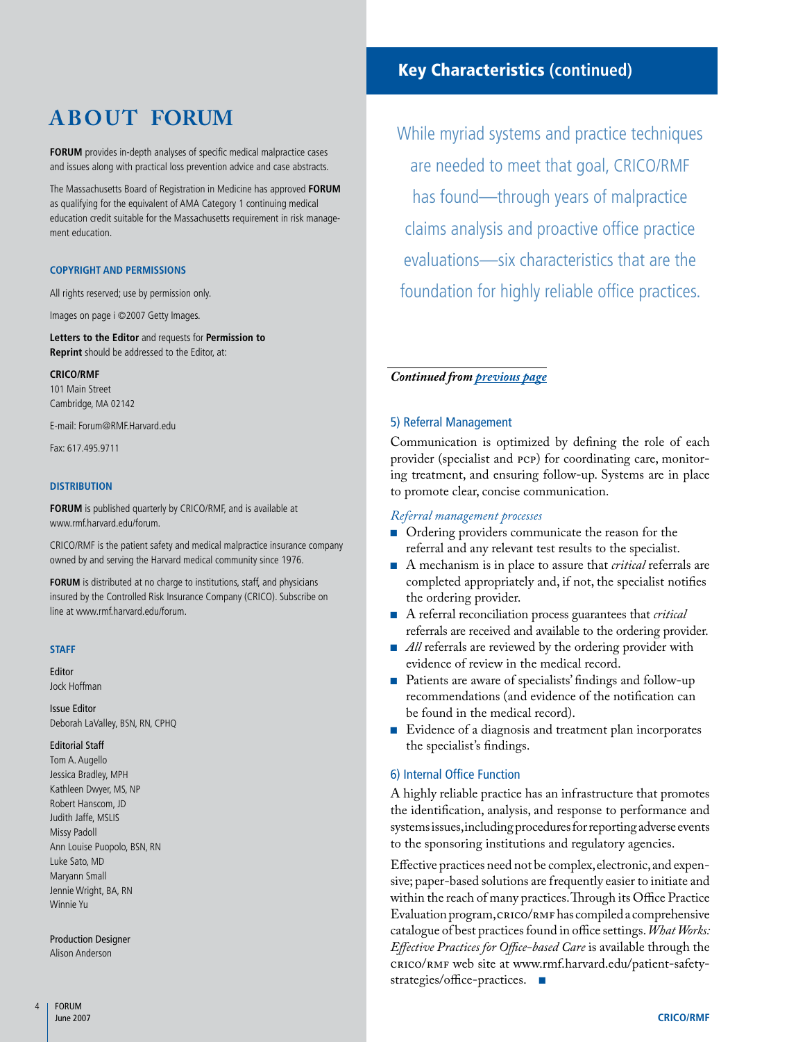# ABOUT FORUM

**FORUM** provides in-depth analyses of specific medical malpractice cases and issues along with practical loss prevention advice and case abstracts.

The Massachusetts Board of Registration in Medicine has approved **FORUM** as qualifying for the equivalent of AMA Category 1 continuing medical education credit suitable for the Massachusetts requirement in risk management education.

### COPYRIGHT AND PERMISSIONS

All rights reserved; use by permission only.

Images on page i ©2007 Getty Images.

**Letters to the Editor** and requests for **Permission to Reprint** should be addressed to the Editor, at:

**CRICO/RMF**
101 Main Street
Cambridge, MA 02142

E-mail: Forum@RMF.Harvard.edu

Fax: 617.495.9711

### DISTRIBUTION

**FORUM** is published quarterly by CRICO/RMF, and is available at www.rmf.harvard.edu/forum.

CRICO/RMF is the patient safety and medical malpractice insurance company owned by and serving the Harvard medical community since 1976.

**FORUM** is distributed at no charge to institutions, staff, and physicians insured by the Controlled Risk Insurance Company (CRICO). Subscribe on line at www.rmf.harvard.edu/forum.

### STAFF

Editor
Jock Hoffman

Issue Editor
Deborah LaValley, BSN, RN, CPHQ

Editorial Staff
Tom A. Augello
Jessica Bradley, MPH
Kathleen Dwyer, MS, NP
Robert Hanscom, JD
Judith Jaffe, MSLIS
Missy Padoll
Ann Louise Puopolo, BSN, RN
Luke Sato, MD
Maryann Small
Jennie Wright, BA, RN
Winnie Yu

Production Designer
Alison Anderson

## Key Characteristics (continued)

While myriad systems and practice techniques are needed to meet that goal, CRICO/RMF has found—through years of malpractice claims analysis and proactive office practice evaluations—six characteristics that are the foundation for highly reliable office practices.

***Continued from previous page***

### 5) Referral Management

Communication is optimized by defining the role of each provider (specialist and PCP) for coordinating care, monitoring treatment, and ensuring follow-up. Systems are in place to promote clear, concise communication.

*Referral management processes*

- Ordering providers communicate the reason for the referral and any relevant test results to the specialist.
- A mechanism is in place to assure that *critical* referrals are completed appropriately and, if not, the specialist notifies the ordering provider.
- A referral reconciliation process guarantees that *critical* referrals are received and available to the ordering provider.
- *All* referrals are reviewed by the ordering provider with evidence of review in the medical record.
- Patients are aware of specialists' findings and follow-up recommendations (and evidence of the notification can be found in the medical record).
- Evidence of a diagnosis and treatment plan incorporates the specialist's findings.

### 6) Internal Office Function

A highly reliable practice has an infrastructure that promotes the identification, analysis, and response to performance and systems issues, including procedures for reporting adverse events to the sponsoring institutions and regulatory agencies.

Effective practices need not be complex, electronic, and expensive; paper-based solutions are frequently easier to initiate and within the reach of many practices. Through its Office Practice Evaluation program, CRICO/RMF has compiled a comprehensive catalogue of best practices found in office settings. *What Works: Effective Practices for Office-based Care* is available through the CRICO/RMF web site at www.rmf.harvard.edu/patient-safety-strategies/office-practices. ■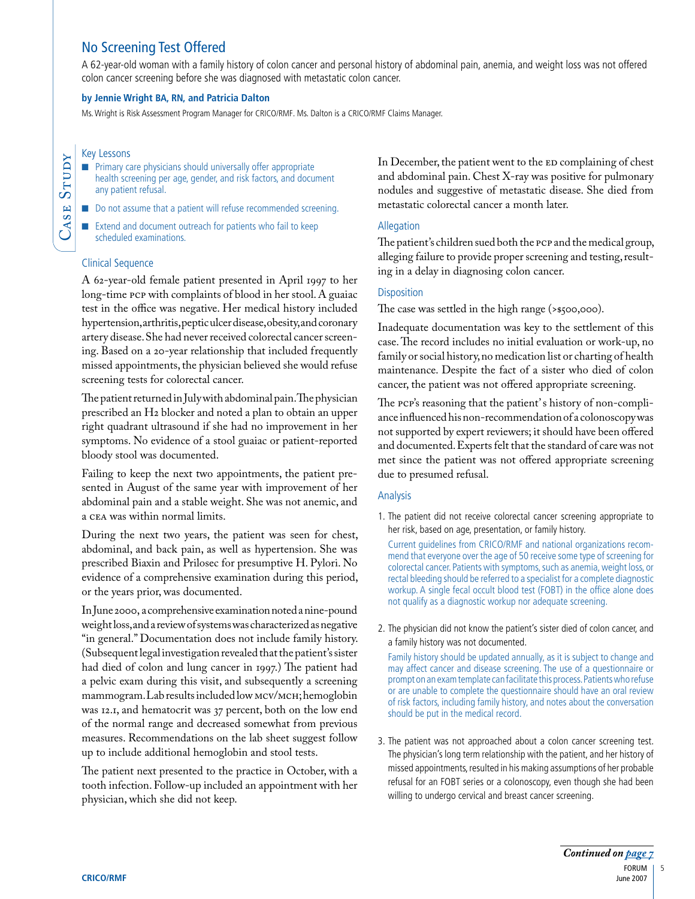## No Screening Test Offered

A 62-year-old woman with a family history of colon cancer and personal history of abdominal pain, anemia, and weight loss was not offered colon cancer screening before she was diagnosed with metastatic colon cancer.

**by Jennie Wright BA, RN, and Patricia Dalton**

Ms. Wright is Risk Assessment Program Manager for CRICO/RMF. Ms. Dalton is a CRICO/RMF Claims Manager.

Case Study

### Key Lessons

- Primary care physicians should universally offer appropriate health screening per age, gender, and risk factors, and document any patient refusal.
- Do not assume that a patient will refuse recommended screening.
- Extend and document outreach for patients who fail to keep scheduled examinations.

### Clinical Sequence

A 62-year-old female patient presented in April 1997 to her long-time PCP with complaints of blood in her stool. A guaiac test in the office was negative. Her medical history included hypertension, arthritis, peptic ulcer disease, obesity, and coronary artery disease. She had never received colorectal cancer screening. Based on a 20-year relationship that included frequently missed appointments, the physician believed she would refuse screening tests for colorectal cancer.

The patient returned in July with abdominal pain. The physician prescribed an H2 blocker and noted a plan to obtain an upper right quadrant ultrasound if she had no improvement in her symptoms. No evidence of a stool guaiac or patient-reported bloody stool was documented.

Failing to keep the next two appointments, the patient presented in August of the same year with improvement of her abdominal pain and a stable weight. She was not anemic, and a CEA was within normal limits.

During the next two years, the patient was seen for chest, abdominal, and back pain, as well as hypertension. She was prescribed Biaxin and Prilosec for presumptive H. Pylori. No evidence of a comprehensive examination during this period, or the years prior, was documented.

In June 2000, a comprehensive examination noted a nine-pound weight loss, and a review of systems was characterized as negative "in general." Documentation does not include family history. (Subsequent legal investigation revealed that the patient's sister had died of colon and lung cancer in 1997.) The patient had a pelvic exam during this visit, and subsequently a screening mammogram. Lab results included low MCV/MCH; hemoglobin was 12.1, and hematocrit was 37 percent, both on the low end of the normal range and decreased somewhat from previous measures. Recommendations on the lab sheet suggest follow up to include additional hemoglobin and stool tests.

The patient next presented to the practice in October, with a tooth infection. Follow-up included an appointment with her physician, which she did not keep.

In December, the patient went to the ED complaining of chest and abdominal pain. Chest X-ray was positive for pulmonary nodules and suggestive of metastatic disease. She died from metastatic colorectal cancer a month later.

### Allegation

The patient's children sued both the PCP and the medical group, alleging failure to provide proper screening and testing, resulting in a delay in diagnosing colon cancer.

### Disposition

The case was settled in the high range (>$500,000).

Inadequate documentation was key to the settlement of this case. The record includes no initial evaluation or work-up, no family or social history, no medication list or charting of health maintenance. Despite the fact of a sister who died of colon cancer, the patient was not offered appropriate screening.

The PCP's reasoning that the patient's history of non-compliance influenced his non-recommendation of a colonoscopy was not supported by expert reviewers; it should have been offered and documented. Experts felt that the standard of care was not met since the patient was not offered appropriate screening due to presumed refusal.

### Analysis

1. The patient did not receive colorectal cancer screening appropriate to her risk, based on age, presentation, or family history.

   Current guidelines from CRICO/RMF and national organizations recommend that everyone over the age of 50 receive some type of screening for colorectal cancer. Patients with symptoms, such as anemia, weight loss, or rectal bleeding should be referred to a specialist for a complete diagnostic workup. A single fecal occult blood test (FOBT) in the office alone does not qualify as a diagnostic workup nor adequate screening.

2. The physician did not know the patient's sister died of colon cancer, and a family history was not documented.

   Family history should be updated annually, as it is subject to change and may affect cancer and disease screening. The use of a questionnaire or prompt on an exam template can facilitate this process. Patients who refuse or are unable to complete the questionnaire should have an oral review of risk factors, including family history, and notes about the conversation should be put in the medical record.

3. The patient was not approached about a colon cancer screening test. The physician's long term relationship with the patient, and her history of missed appointments, resulted in his making assumptions of her probable refusal for an FOBT series or a colonoscopy, even though she had been willing to undergo cervical and breast cancer screening.

*Continued on page 7*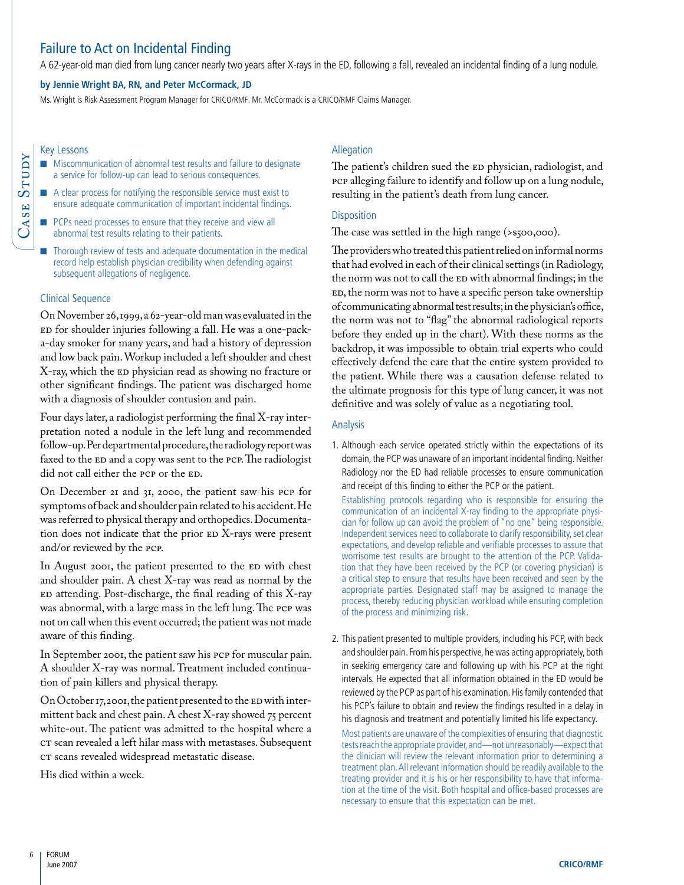## Failure to Act on Incidental Finding

A 62-year-old man died from lung cancer nearly two years after X-rays in the ED, following a fall, revealed an incidental finding of a lung nodule.

**by Jennie Wright BA, RN, and Peter McCormack, JD**

Ms. Wright is Risk Assessment Program Manager for CRICO/RMF. Mr. McCormack is a CRICO/RMF Claims Manager.

Case Study

### Key Lessons

- Miscommunication of abnormal test results and failure to designate a service for follow-up can lead to serious consequences.
- A clear process for notifying the responsible service must exist to ensure adequate communication of important incidental findings.
- PCPs need processes to ensure that they receive and view all abnormal test results relating to their patients.
- Thorough review of tests and adequate documentation in the medical record help establish physician credibility when defending against subsequent allegations of negligence.

### Clinical Sequence

On November 26, 1999, a 62-year-old man was evaluated in the ED for shoulder injuries following a fall. He was a one-pack-a-day smoker for many years, and had a history of depression and low back pain. Workup included a left shoulder and chest X-ray, which the ED physician read as showing no fracture or other significant findings. The patient was discharged home with a diagnosis of shoulder contusion and pain.

Four days later, a radiologist performing the final X-ray interpretation noted a nodule in the left lung and recommended follow-up. Per departmental procedure, the radiology report was faxed to the ED and a copy was sent to the PCP. The radiologist did not call either the PCP or the ED.

On December 21 and 31, 2000, the patient saw his PCP for symptoms of back and shoulder pain related to his accident. He was referred to physical therapy and orthopedics. Documentation does not indicate that the prior ED X-rays were present and/or reviewed by the PCP.

In August 2001, the patient presented to the ED with chest and shoulder pain. A chest X-ray was read as normal by the ED attending. Post-discharge, the final reading of this X-ray was abnormal, with a large mass in the left lung. The PCP was not on call when this event occurred; the patient was not made aware of this finding.

In September 2001, the patient saw his PCP for muscular pain. A shoulder X-ray was normal. Treatment included continuation of pain killers and physical therapy.

On October 17, 2001, the patient presented to the ED with intermittent back and chest pain. A chest X-ray showed 75 percent white-out. The patient was admitted to the hospital where a CT scan revealed a left hilar mass with metastases. Subsequent CT scans revealed widespread metastatic disease.

His died within a week.

### Allegation

The patient's children sued the ED physician, radiologist, and PCP alleging failure to identify and follow up on a lung nodule, resulting in the patient's death from lung cancer.

### Disposition

The case was settled in the high range (>$500,000).

The providers who treated this patient relied on informal norms that had evolved in each of their clinical settings (in Radiology, the norm was not to call the ED with abnormal findings; in the ED, the norm was not to have a specific person take ownership of communicating abnormal test results; in the physician's office, the norm was not to "flag" the abnormal radiological reports before they ended up in the chart). With these norms as the backdrop, it was impossible to obtain trial experts who could effectively defend the care that the entire system provided to the patient. While there was a causation defense related to the ultimate prognosis for this type of lung cancer, it was not definitive and was solely of value as a negotiating tool.

### Analysis

1. Although each service operated strictly within the expectations of its domain, the PCP was unaware of an important incidental finding. Neither Radiology nor the ED had reliable processes to ensure communication and receipt of this finding to either the PCP or the patient.

   Establishing protocols regarding who is responsible for ensuring the communication of an incidental X-ray finding to the appropriate physician for follow up can avoid the problem of "no one" being responsible. Independent services need to collaborate to clarify responsibility, set clear expectations, and develop reliable and verifiable processes to assure that worrisome test results are brought to the attention of the PCP. Validation that they have been received by the PCP (or covering physician) is a critical step to ensure that results have been received and seen by the appropriate parties. Designated staff may be assigned to manage the process, thereby reducing physician workload while ensuring completion of the process and minimizing risk.

2. This patient presented to multiple providers, including his PCP, with back and shoulder pain. From his perspective, he was acting appropriately, both in seeking emergency care and following up with his PCP at the right intervals. He expected that all information obtained in the ED would be reviewed by the PCP as part of his examination. His family contended that his PCP's failure to obtain and review the findings resulted in a delay in his diagnosis and treatment and potentially limited his life expectancy.

   Most patients are unaware of the complexities of ensuring that diagnostic tests reach the appropriate provider, and—not unreasonably—expect that the clinician will review the relevant information prior to determining a treatment plan. All relevant information should be readily available to the treating provider and it is his or her responsibility to have that information at the time of the visit. Both hospital and office-based processes are necessary to ensure that this expectation can be met.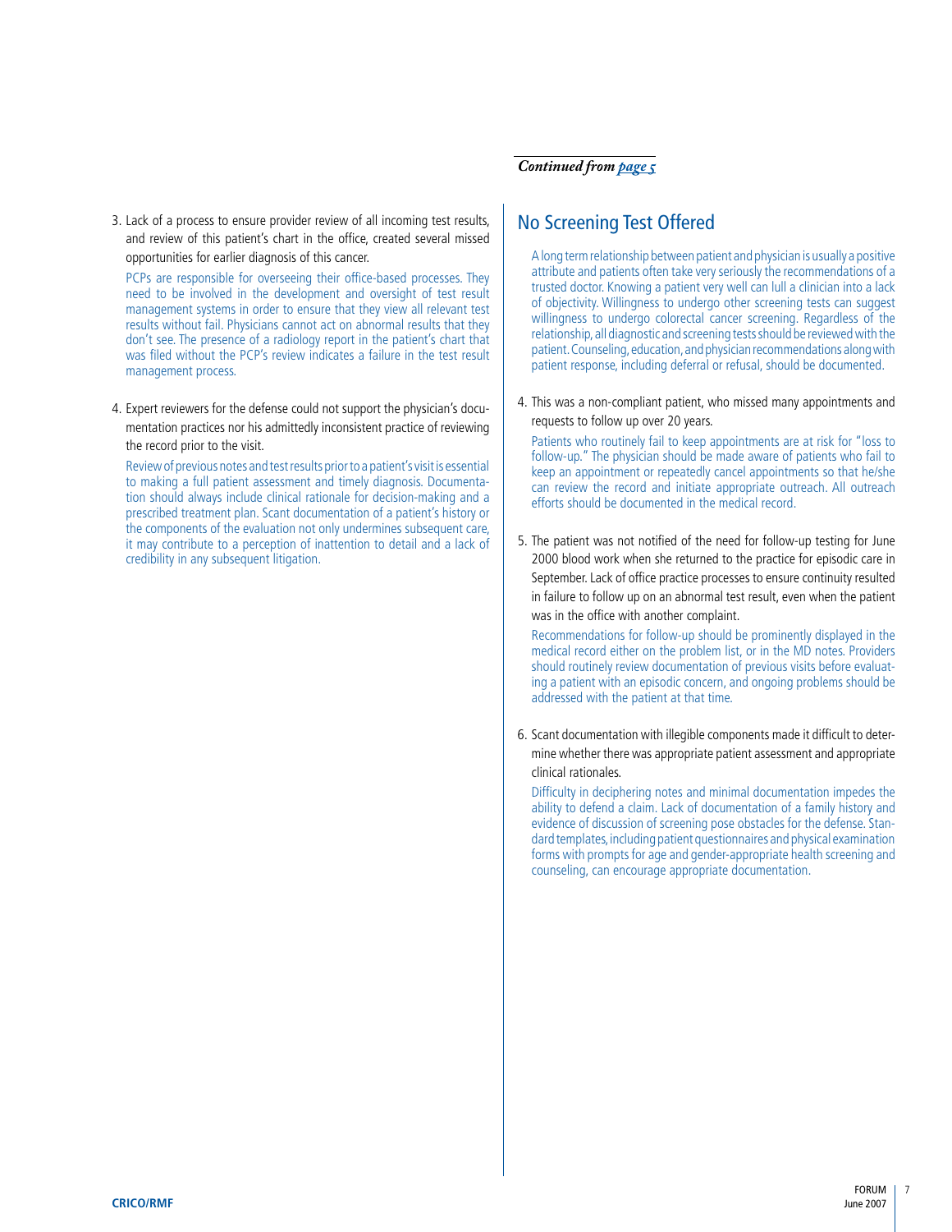3. Lack of a process to ensure provider review of all incoming test results, and review of this patient's chart in the office, created several missed opportunities for earlier diagnosis of this cancer.

   PCPs are responsible for overseeing their office-based processes. They need to be involved in the development and oversight of test result management systems in order to ensure that they view all relevant test results without fail. Physicians cannot act on abnormal results that they don't see. The presence of a radiology report in the patient's chart that was filed without the PCP's review indicates a failure in the test result management process.

4. Expert reviewers for the defense could not support the physician's documentation practices nor his admittedly inconsistent practice of reviewing the record prior to the visit.

   Review of previous notes and test results prior to a patient's visit is essential to making a full patient assessment and timely diagnosis. Documentation should always include clinical rationale for decision-making and a prescribed treatment plan. Scant documentation of a patient's history or the components of the evaluation not only undermines subsequent care, it may contribute to a perception of inattention to detail and a lack of credibility in any subsequent litigation.

*Continued from page 5*

## No Screening Test Offered

A long term relationship between patient and physician is usually a positive attribute and patients often take very seriously the recommendations of a trusted doctor. Knowing a patient very well can lull a clinician into a lack of objectivity. Willingness to undergo other screening tests can suggest willingness to undergo colorectal cancer screening. Regardless of the relationship, all diagnostic and screening tests should be reviewed with the patient. Counseling, education, and physician recommendations along with patient response, including deferral or refusal, should be documented.

4. This was a non-compliant patient, who missed many appointments and requests to follow up over 20 years.

   Patients who routinely fail to keep appointments are at risk for "loss to follow-up." The physician should be made aware of patients who fail to keep an appointment or repeatedly cancel appointments so that he/she can review the record and initiate appropriate outreach. All outreach efforts should be documented in the medical record.

5. The patient was not notified of the need for follow-up testing for June 2000 blood work when she returned to the practice for episodic care in September. Lack of office practice processes to ensure continuity resulted in failure to follow up on an abnormal test result, even when the patient was in the office with another complaint.

   Recommendations for follow-up should be prominently displayed in the medical record either on the problem list, or in the MD notes. Providers should routinely review documentation of previous visits before evaluating a patient with an episodic concern, and ongoing problems should be addressed with the patient at that time.

6. Scant documentation with illegible components made it difficult to determine whether there was appropriate patient assessment and appropriate clinical rationales.

   Difficulty in deciphering notes and minimal documentation impedes the ability to defend a claim. Lack of documentation of a family history and evidence of discussion of screening pose obstacles for the defense. Standard templates, including patient questionnaires and physical examination forms with prompts for age and gender-appropriate health screening and counseling, can encourage appropriate documentation.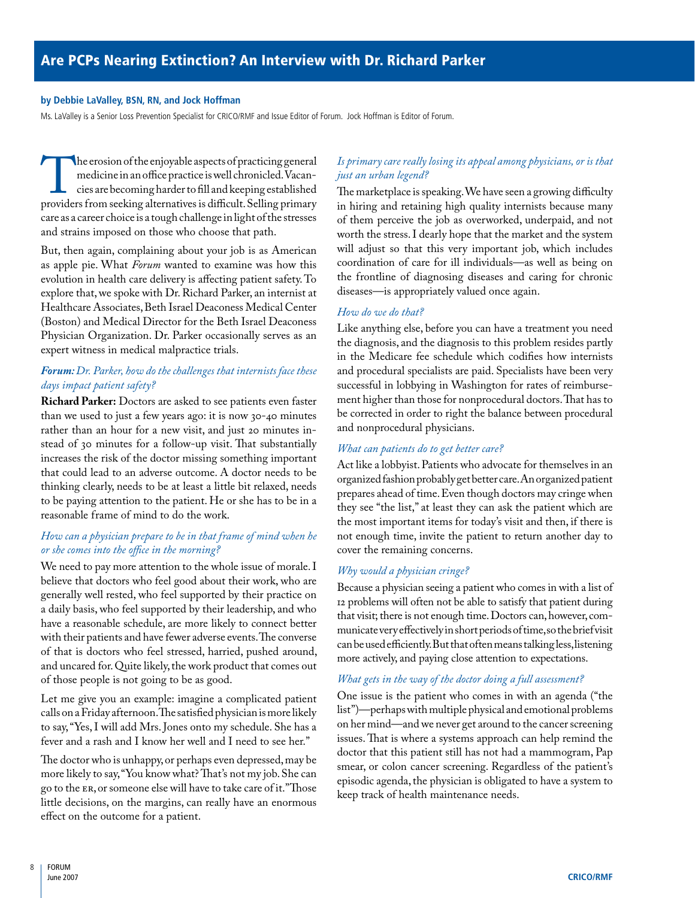# Are PCPs Nearing Extinction? An Interview with Dr. Richard Parker

**by Debbie LaValley, BSN, RN, and Jock Hoffman**

Ms. LaValley is a Senior Loss Prevention Specialist for CRICO/RMF and Issue Editor of Forum. Jock Hoffman is Editor of Forum.

The erosion of the enjoyable aspects of practicing general medicine in an office practice is well chronicled. Vacancies are becoming harder to fill and keeping established providers from seeking alternatives is difficult. Selling primary care as a career choice is a tough challenge in light of the stresses and strains imposed on those who choose that path.

But, then again, complaining about your job is as American as apple pie. What *Forum* wanted to examine was how this evolution in health care delivery is affecting patient safety. To explore that, we spoke with Dr. Richard Parker, an internist at Healthcare Associates, Beth Israel Deaconess Medical Center (Boston) and Medical Director for the Beth Israel Deaconess Physician Organization. Dr. Parker occasionally serves as an expert witness in medical malpractice trials.

***Forum:*** *Dr. Parker, how do the challenges that internists face these days impact patient safety?*

**Richard Parker:** Doctors are asked to see patients even faster than we used to just a few years ago: it is now 30-40 minutes rather than an hour for a new visit, and just 20 minutes instead of 30 minutes for a follow-up visit. That substantially increases the risk of the doctor missing something important that could lead to an adverse outcome. A doctor needs to be thinking clearly, needs to be at least a little bit relaxed, needs to be paying attention to the patient. He or she has to be in a reasonable frame of mind to do the work.

*How can a physician prepare to be in that frame of mind when he or she comes into the office in the morning?*

We need to pay more attention to the whole issue of morale. I believe that doctors who feel good about their work, who are generally well rested, who feel supported by their practice on a daily basis, who feel supported by their leadership, and who have a reasonable schedule, are more likely to connect better with their patients and have fewer adverse events. The converse of that is doctors who feel stressed, harried, pushed around, and uncared for. Quite likely, the work product that comes out of those people is not going to be as good.

Let me give you an example: imagine a complicated patient calls on a Friday afternoon. The satisfied physician is more likely to say, "Yes, I will add Mrs. Jones onto my schedule. She has a fever and a rash and I know her well and I need to see her."

The doctor who is unhappy, or perhaps even depressed, may be more likely to say, "You know what? That's not my job. She can go to the ER, or someone else will have to take care of it." Those little decisions, on the margins, can really have an enormous effect on the outcome for a patient.

*Is primary care really losing its appeal among physicians, or is that just an urban legend?*

The marketplace is speaking. We have seen a growing difficulty in hiring and retaining high quality internists because many of them perceive the job as overworked, underpaid, and not worth the stress. I dearly hope that the market and the system will adjust so that this very important job, which includes coordination of care for ill individuals—as well as being on the frontline of diagnosing diseases and caring for chronic diseases—is appropriately valued once again.

*How do we do that?*

Like anything else, before you can have a treatment you need the diagnosis, and the diagnosis to this problem resides partly in the Medicare fee schedule which codifies how internists and procedural specialists are paid. Specialists have been very successful in lobbying in Washington for rates of reimbursement higher than those for nonprocedural doctors. That has to be corrected in order to right the balance between procedural and nonprocedural physicians.

*What can patients do to get better care?*

Act like a lobbyist. Patients who advocate for themselves in an organized fashion probably get better care. An organized patient prepares ahead of time. Even though doctors may cringe when they see "the list," at least they can ask the patient which are the most important items for today's visit and then, if there is not enough time, invite the patient to return another day to cover the remaining concerns.

*Why would a physician cringe?*

Because a physician seeing a patient who comes in with a list of 12 problems will often not be able to satisfy that patient during that visit; there is not enough time. Doctors can, however, communicate very effectively in short periods of time, so the brief visit can be used efficiently. But that often means talking less, listening more actively, and paying close attention to expectations.

*What gets in the way of the doctor doing a full assessment?*

One issue is the patient who comes in with an agenda ("the list")—perhaps with multiple physical and emotional problems on her mind—and we never get around to the cancer screening issues. That is where a systems approach can help remind the doctor that this patient still has not had a mammogram, Pap smear, or colon cancer screening. Regardless of the patient's episodic agenda, the physician is obligated to have a system to keep track of health maintenance needs.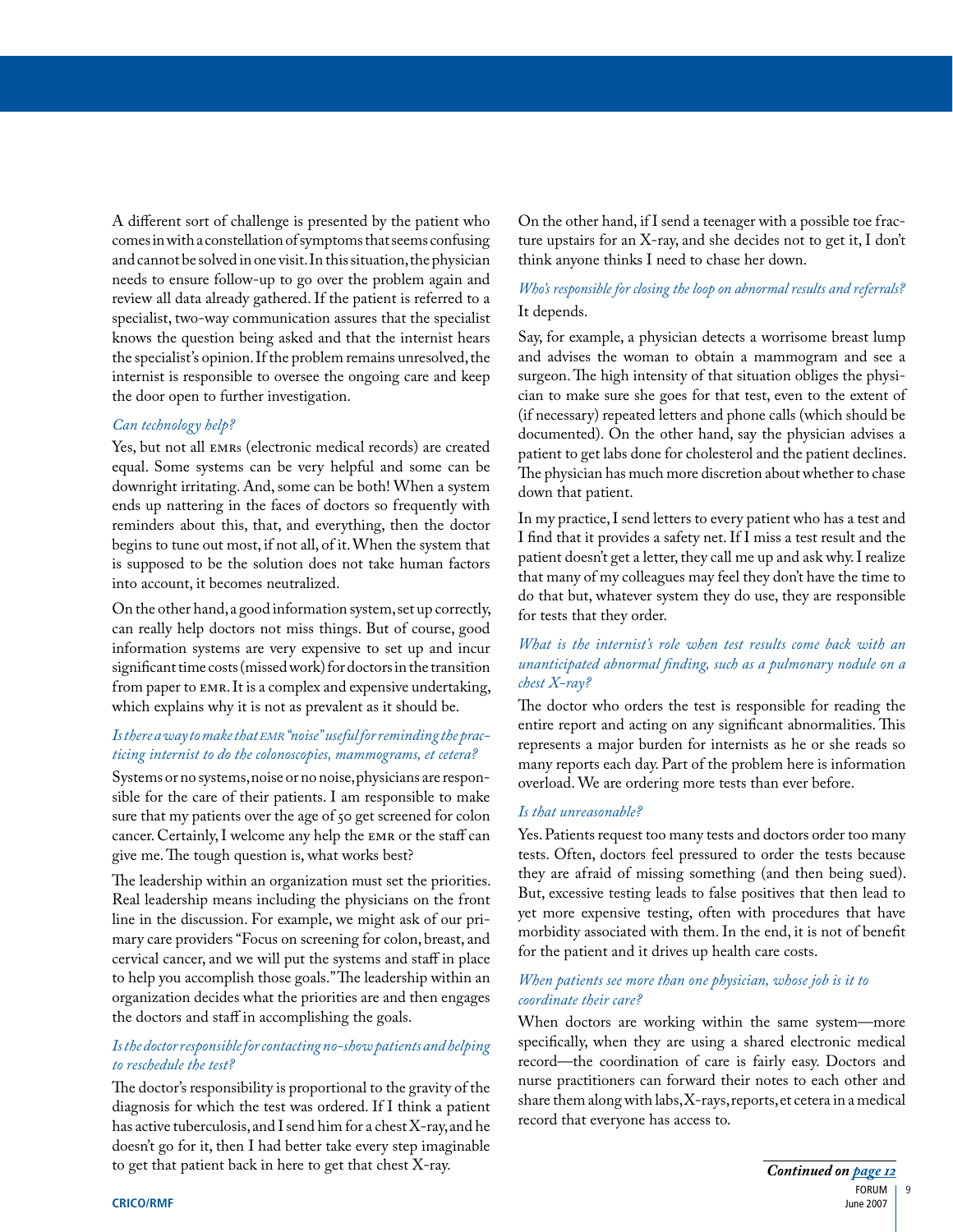A different sort of challenge is presented by the patient who comes in with a constellation of symptoms that seems confusing and cannot be solved in one visit. In this situation, the physician needs to ensure follow-up to go over the problem again and review all data already gathered. If the patient is referred to a specialist, two-way communication assures that the specialist knows the question being asked and that the internist hears the specialist's opinion. If the problem remains unresolved, the internist is responsible to oversee the ongoing care and keep the door open to further investigation.

*Can technology help?*

Yes, but not all EMRs (electronic medical records) are created equal. Some systems can be very helpful and some can be downright irritating. And, some can be both! When a system ends up nattering in the faces of doctors so frequently with reminders about this, that, and everything, then the doctor begins to tune out most, if not all, of it. When the system that is supposed to be the solution does not take human factors into account, it becomes neutralized.

On the other hand, a good information system, set up correctly, can really help doctors not miss things. But of course, good information systems are very expensive to set up and incur significant time costs (missed work) for doctors in the transition from paper to EMR. It is a complex and expensive undertaking, which explains why it is not as prevalent as it should be.

*Is there a way to make that EMR "noise" useful for reminding the practicing internist to do the colonoscopies, mammograms, et cetera?*

Systems or no systems, noise or no noise, physicians are responsible for the care of their patients. I am responsible to make sure that my patients over the age of 50 get screened for colon cancer. Certainly, I welcome any help the EMR or the staff can give me. The tough question is, what works best?

The leadership within an organization must set the priorities. Real leadership means including the physicians on the front line in the discussion. For example, we might ask of our primary care providers "Focus on screening for colon, breast, and cervical cancer, and we will put the systems and staff in place to help you accomplish those goals." The leadership within an organization decides what the priorities are and then engages the doctors and staff in accomplishing the goals.

*Is the doctor responsible for contacting no-show patients and helping to reschedule the test?*

The doctor's responsibility is proportional to the gravity of the diagnosis for which the test was ordered. If I think a patient has active tuberculosis, and I send him for a chest X-ray, and he doesn't go for it, then I had better take every step imaginable to get that patient back in here to get that chest X-ray.

On the other hand, if I send a teenager with a possible toe fracture upstairs for an X-ray, and she decides not to get it, I don't think anyone thinks I need to chase her down.

*Who's responsible for closing the loop on abnormal results and referrals?*

It depends.

Say, for example, a physician detects a worrisome breast lump and advises the woman to obtain a mammogram and see a surgeon. The high intensity of that situation obliges the physician to make sure she goes for that test, even to the extent of (if necessary) repeated letters and phone calls (which should be documented). On the other hand, say the physician advises a patient to get labs done for cholesterol and the patient declines. The physician has much more discretion about whether to chase down that patient.

In my practice, I send letters to every patient who has a test and I find that it provides a safety net. If I miss a test result and the patient doesn't get a letter, they call me up and ask why. I realize that many of my colleagues may feel they don't have the time to do that but, whatever system they do use, they are responsible for tests that they order.

*What is the internist's role when test results come back with an unanticipated abnormal finding, such as a pulmonary nodule on a chest X-ray?*

The doctor who orders the test is responsible for reading the entire report and acting on any significant abnormalities. This represents a major burden for internists as he or she reads so many reports each day. Part of the problem here is information overload. We are ordering more tests than ever before.

*Is that unreasonable?*

Yes. Patients request too many tests and doctors order too many tests. Often, doctors feel pressured to order the tests because they are afraid of missing something (and then being sued). But, excessive testing leads to false positives that then lead to yet more expensive testing, often with procedures that have morbidity associated with them. In the end, it is not of benefit for the patient and it drives up health care costs.

*When patients see more than one physician, whose job is it to coordinate their care?*

When doctors are working within the same system—more specifically, when they are using a shared electronic medical record—the coordination of care is fairly easy. Doctors and nurse practitioners can forward their notes to each other and share them along with labs, X-rays, reports, et cetera in a medical record that everyone has access to.

***Continued on page 12***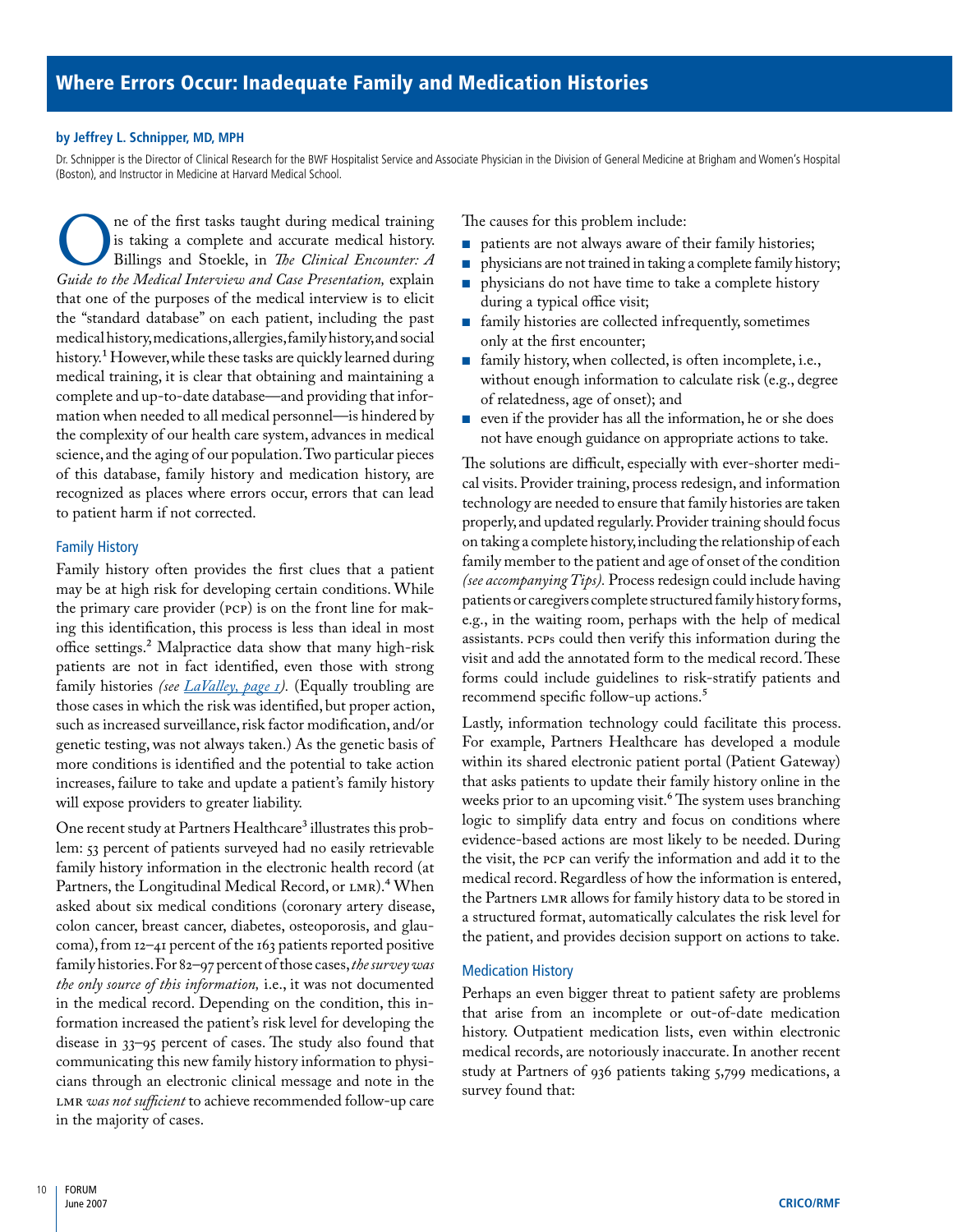# Where Errors Occur: Inadequate Family and Medication Histories

**by Jeffrey L. Schnipper, MD, MPH**

Dr. Schnipper is the Director of Clinical Research for the BWF Hospitalist Service and Associate Physician in the Division of General Medicine at Brigham and Women's Hospital (Boston), and Instructor in Medicine at Harvard Medical School.

One of the first tasks taught during medical training is taking a complete and accurate medical history. Billings and Stoekle, in *The Clinical Encounter: A Guide to the Medical Interview and Case Presentation,* explain that one of the purposes of the medical interview is to elicit the "standard database" on each patient, including the past medical history, medications, allergies, family history, and social history.[1] However, while these tasks are quickly learned during medical training, it is clear that obtaining and maintaining a complete and up-to-date database—and providing that information when needed to all medical personnel—is hindered by the complexity of our health care system, advances in medical science, and the aging of our population. Two particular pieces of this database, family history and medication history, are recognized as places where errors occur, errors that can lead to patient harm if not corrected.

## Family History

Family history often provides the first clues that a patient may be at high risk for developing certain conditions. While the primary care provider (PCP) is on the front line for making this identification, this process is less than ideal in most office settings.[2] Malpractice data show that many high-risk patients are not in fact identified, even those with strong family histories *(see LaValley, page 1).* (Equally troubling are those cases in which the risk was identified, but proper action, such as increased surveillance, risk factor modification, and/or genetic testing, was not always taken.) As the genetic basis of more conditions is identified and the potential to take action increases, failure to take and update a patient's family history will expose providers to greater liability.

One recent study at Partners Healthcare[3] illustrates this problem: 53 percent of patients surveyed had no easily retrievable family history information in the electronic health record (at Partners, the Longitudinal Medical Record, or LMR).[4] When asked about six medical conditions (coronary artery disease, colon cancer, breast cancer, diabetes, osteoporosis, and glaucoma), from 12–41 percent of the 163 patients reported positive family histories. For 82–97 percent of those cases, *the survey was the only source of this information,* i.e., it was not documented in the medical record. Depending on the condition, this information increased the patient's risk level for developing the disease in 33–95 percent of cases. The study also found that communicating this new family history information to physicians through an electronic clinical message and note in the LMR *was not sufficient* to achieve recommended follow-up care in the majority of cases.

The causes for this problem include:

- patients are not always aware of their family histories;
- physicians are not trained in taking a complete family history;
- physicians do not have time to take a complete history during a typical office visit;
- family histories are collected infrequently, sometimes only at the first encounter;
- family history, when collected, is often incomplete, i.e., without enough information to calculate risk (e.g., degree of relatedness, age of onset); and
- even if the provider has all the information, he or she does not have enough guidance on appropriate actions to take.

The solutions are difficult, especially with ever-shorter medical visits. Provider training, process redesign, and information technology are needed to ensure that family histories are taken properly, and updated regularly. Provider training should focus on taking a complete history, including the relationship of each family member to the patient and age of onset of the condition *(see accompanying Tips).* Process redesign could include having patients or caregivers complete structured family history forms, e.g., in the waiting room, perhaps with the help of medical assistants. PCPs could then verify this information during the visit and add the annotated form to the medical record. These forms could include guidelines to risk-stratify patients and recommend specific follow-up actions.[5]

Lastly, information technology could facilitate this process. For example, Partners Healthcare has developed a module within its shared electronic patient portal (Patient Gateway) that asks patients to update their family history online in the weeks prior to an upcoming visit.[6] The system uses branching logic to simplify data entry and focus on conditions where evidence-based actions are most likely to be needed. During the visit, the PCP can verify the information and add it to the medical record. Regardless of how the information is entered, the Partners LMR allows for family history data to be stored in a structured format, automatically calculates the risk level for the patient, and provides decision support on actions to take.

## Medication History

Perhaps an even bigger threat to patient safety are problems that arise from an incomplete or out-of-date medication history. Outpatient medication lists, even within electronic medical records, are notoriously inaccurate. In another recent study at Partners of 936 patients taking 5,799 medications, a survey found that: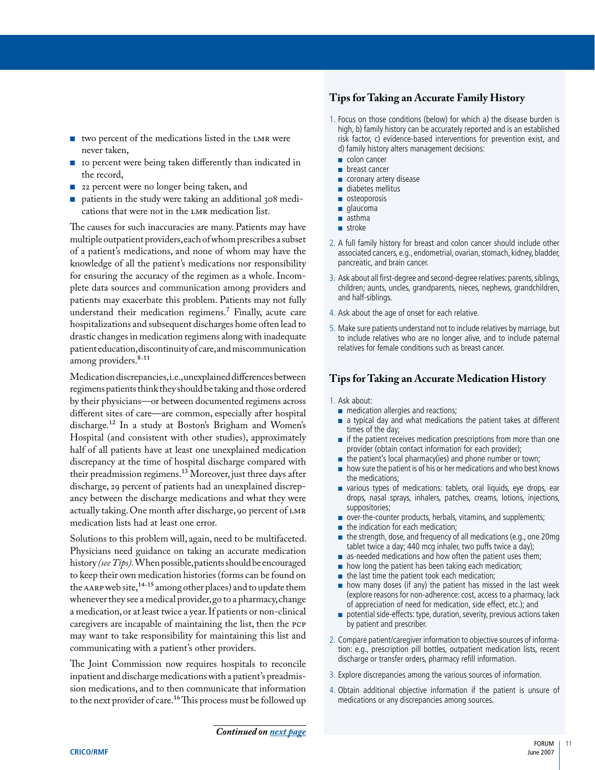- two percent of the medications listed in the LMR were never taken,
- 10 percent were being taken differently than indicated in the record,
- 22 percent were no longer being taken, and
- patients in the study were taking an additional 308 medications that were not in the LMR medication list.

The causes for such inaccuracies are many. Patients may have multiple outpatient providers, each of whom prescribes a subset of a patient's medications, and none of whom may have the knowledge of all the patient's medications nor responsibility for ensuring the accuracy of the regimen as a whole. Incomplete data sources and communication among providers and patients may exacerbate this problem. Patients may not fully understand their medication regimens.[7] Finally, acute care hospitalizations and subsequent discharges home often lead to drastic changes in medication regimens along with inadequate patient education, discontinuity of care, and miscommunication among providers.[8–11]

Medication discrepancies, i.e., unexplained differences between regimens patients think they should be taking and those ordered by their physicians—or between documented regimens across different sites of care—are common, especially after hospital discharge.[12] In a study at Boston's Brigham and Women's Hospital (and consistent with other studies), approximately half of all patients have at least one unexplained medication discrepancy at the time of hospital discharge compared with their preadmission regimens.[13] Moreover, just three days after discharge, 29 percent of patients had an unexplained discrepancy between the discharge medications and what they were actually taking. One month after discharge, 90 percent of LMR medication lists had at least one error.

Solutions to this problem will, again, need to be multifaceted. Physicians need guidance on taking an accurate medication history *(see Tips)*. When possible, patients should be encouraged to keep their own medication histories (forms can be found on the AARP web site,[14–15] among other places) and to update them whenever they see a medical provider, go to a pharmacy, change a medication, or at least twice a year. If patients or non-clinical caregivers are incapable of maintaining the list, then the PCP may want to take responsibility for maintaining this list and communicating with a patient's other providers.

The Joint Commission now requires hospitals to reconcile inpatient and discharge medications with a patient's preadmission medications, and to then communicate that information to the next provider of care.[16] This process must be followed up

***Continued on next page***

## Tips for Taking an Accurate Family History

1. Focus on those conditions (below) for which a) the disease burden is high, b) family history can be accurately reported and is an established risk factor, c) evidence-based interventions for prevention exist, and d) family history alters management decisions:
   - colon cancer
   - breast cancer
   - coronary artery disease
   - diabetes mellitus
   - osteoporosis
   - glaucoma
   - asthma
   - stroke
2. A full family history for breast and colon cancer should include other associated cancers, e.g., endometrial, ovarian, stomach, kidney, bladder, pancreatic, and brain cancer.
3. Ask about all first-degree and second-degree relatives: parents, siblings, children; aunts, uncles, grandparents, nieces, nephews, grandchildren, and half-siblings.
4. Ask about the age of onset for each relative.
5. Make sure patients understand not to include relatives by marriage, but to include relatives who are no longer alive, and to include paternal relatives for female conditions such as breast cancer.

## Tips for Taking an Accurate Medication History

1. Ask about:
   - medication allergies and reactions;
   - a typical day and what medications the patient takes at different times of the day;
   - if the patient receives medication prescriptions from more than one provider (obtain contact information for each provider);
   - the patient's local pharmacy(ies) and phone number or town;
   - how sure the patient is of his or her medications and who best knows the medications;
   - various types of medications: tablets, oral liquids, eye drops, ear drops, nasal sprays, inhalers, patches, creams, lotions, injections, suppositories;
   - over-the-counter products, herbals, vitamins, and supplements;
   - the indication for each medication;
   - the strength, dose, and frequency of all medications (e.g., one 20mg tablet twice a day; 440 mcg inhaler, two puffs twice a day);
   - as-needed medications and how often the patient uses them;
   - how long the patient has been taking each medication;
   - the last time the patient took each medication;
   - how many doses (if any) the patient has missed in the last week (explore reasons for non-adherence: cost, access to a pharmacy, lack of appreciation of need for medication, side effect, etc.); and
   - potential side-effects: type, duration, severity, previous actions taken by patient and prescriber.
2. Compare patient/caregiver information to objective sources of information: e.g., prescription pill bottles, outpatient medication lists, recent discharge or transfer orders, pharmacy refill information.
3. Explore discrepancies among the various sources of information.
4. Obtain additional objective information if the patient is unsure of medications or any discrepancies among sources.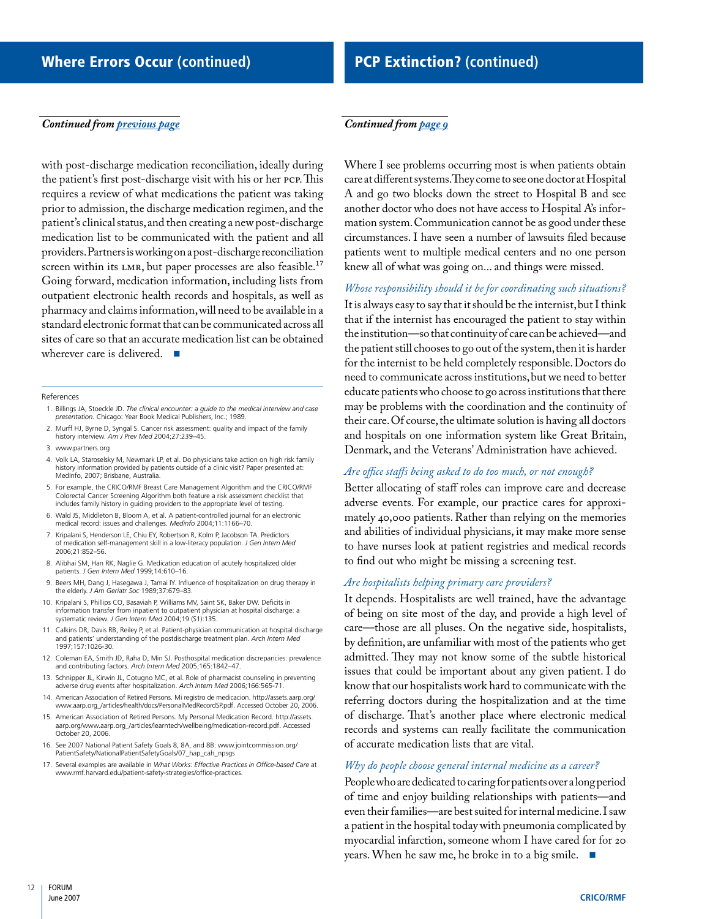## Where Errors Occur (continued)

*Continued from previous page*

with post-discharge medication reconciliation, ideally during the patient's first post-discharge visit with his or her PCP. This requires a review of what medications the patient was taking prior to admission, the discharge medication regimen, and the patient's clinical status, and then creating a new post-discharge medication list to be communicated with the patient and all providers. Partners is working on a post-discharge reconciliation screen within its LMR, but paper processes are also feasible.[17] Going forward, medication information, including lists from outpatient electronic health records and hospitals, as well as pharmacy and claims information, will need to be available in a standard electronic format that can be communicated across all sites of care so that an accurate medication list can be obtained wherever care is delivered. ■

References

1. Billings JA, Stoeckle JD. *The clinical encounter: a guide to the medical interview and case presentation.* Chicago: Year Book Medical Publishers, Inc.; 1989.
2. Murff HJ, Byrne D, Syngal S. Cancer risk assessment: quality and impact of the family history interview. *Am J Prev Med* 2004;27:239–45.
3. www.partners.org
4. Volk LA, Staroselsky M, Newmark LP, et al. Do physicians take action on high risk family history information provided by patients outside of a clinic visit? Paper presented at: MedInfo, 2007; Brisbane, Australia.
5. For example, the CRICO/RMF Breast Care Management Algorithm and the CRICO/RMF Colorectal Cancer Screening Algorithm both feature a risk assessment checklist that includes family history in guiding providers to the appropriate level of testing.
6. Wald JS, Middleton B, Bloom A, et al. A patient-controlled journal for an electronic medical record: issues and challenges. *Medinfo* 2004;11:1166–70.
7. Kripalani S, Henderson LE, Chiu EY, Robertson R, Kolm P, Jacobson TA. Predictors of medication self-management skill in a low-literacy population. *J Gen Intern Med* 2006;21:852–56.
8. Alibhai SM, Han RK, Naglie G. Medication education of acutely hospitalized older patients. *J Gen Intern Med* 1999;14:610–16.
9. Beers MH, Dang J, Hasegawa J, Tamai IY. Influence of hospitalization on drug therapy in the elderly. *J Am Geriatr Soc* 1989;37:679–83.
10. Kripalani S, Phillips CO, Basaviah P, Williams MV, Saint SK, Baker DW. Deficits in information transfer from inpatient to outpatient physician at hospital discharge: a systematic review. *J Gen Intern Med* 2004;19 (S1):135.
11. Calkins DR, Davis RB, Reiley P, et al. Patient-physician communication at hospital discharge and patients' understanding of the postdischarge treatment plan. *Arch Intern Med* 1997;157:1026-30.
12. Coleman EA, Smith JD, Raha D, Min SJ. Posthospital medication discrepancies: prevalence and contributing factors. *Arch Intern Med* 2005;165:1842–47.
13. Schnipper JL, Kirwin JL, Cotugno MC, et al. Role of pharmacist counseling in preventing adverse drug events after hospitalization. *Arch Intern Med* 2006;166:565-71.
14. American Association of Retired Persons. Mi registro de medicacion. http://assets.aarp.org/www.aarp.org_/articles/health/docs/PersonalMedRecordSP.pdf. Accessed October 20, 2006.
15. American Association of Retired Persons. My Personal Medication Record. http://assets.aarp.org/www.aarp.org_/articles/learntech/wellbeing/medication-record.pdf. Accessed October 20, 2006.
16. See 2007 National Patient Safety Goals 8, 8A, and 8B: www.jointcommission.org/PatientSafety/NationalPatientSafetyGoals/07_hap_cah_npsgs
17. Several examples are available in *What Works: Effective Practices in Office-based Care* at www.rmf.harvard.edu/patient-safety-strategies/office-practices.

## PCP Extinction? (continued)

*Continued from page 9*

Where I see problems occurring most is when patients obtain care at different systems. They come to see one doctor at Hospital A and go two blocks down the street to Hospital B and see another doctor who does not have access to Hospital A's information system. Communication cannot be as good under these circumstances. I have seen a number of lawsuits filed because patients went to multiple medical centers and no one person knew all of what was going on... and things were missed.

*Whose responsibility should it be for coordinating such situations?*

It is always easy to say that it should be the internist, but I think that if the internist has encouraged the patient to stay within the institution—so that continuity of care can be achieved—and the patient still chooses to go out of the system, then it is harder for the internist to be held completely responsible. Doctors do need to communicate across institutions, but we need to better educate patients who choose to go across institutions that there may be problems with the coordination and the continuity of their care. Of course, the ultimate solution is having all doctors and hospitals on one information system like Great Britain, Denmark, and the Veterans' Administration have achieved.

*Are office staffs being asked to do too much, or not enough?*

Better allocating of staff roles can improve care and decrease adverse events. For example, our practice cares for approximately 40,000 patients. Rather than relying on the memories and abilities of individual physicians, it may make more sense to have nurses look at patient registries and medical records to find out who might be missing a screening test.

*Are hospitalists helping primary care providers?*

It depends. Hospitalists are well trained, have the advantage of being on site most of the day, and provide a high level of care—those are all pluses. On the negative side, hospitalists, by definition, are unfamiliar with most of the patients who get admitted. They may not know some of the subtle historical issues that could be important about any given patient. I do know that our hospitalists work hard to communicate with the referring doctors during the hospitalization and at the time of discharge. That's another place where electronic medical records and systems can really facilitate the communication of accurate medication lists that are vital.

*Why do people choose general internal medicine as a career?*

People who are dedicated to caring for patients over a long period of time and enjoy building relationships with patients—and even their families—are best suited for internal medicine. I saw a patient in the hospital today with pneumonia complicated by myocardial infarction, someone whom I have cared for for 20 years. When he saw me, he broke in to a big smile. ■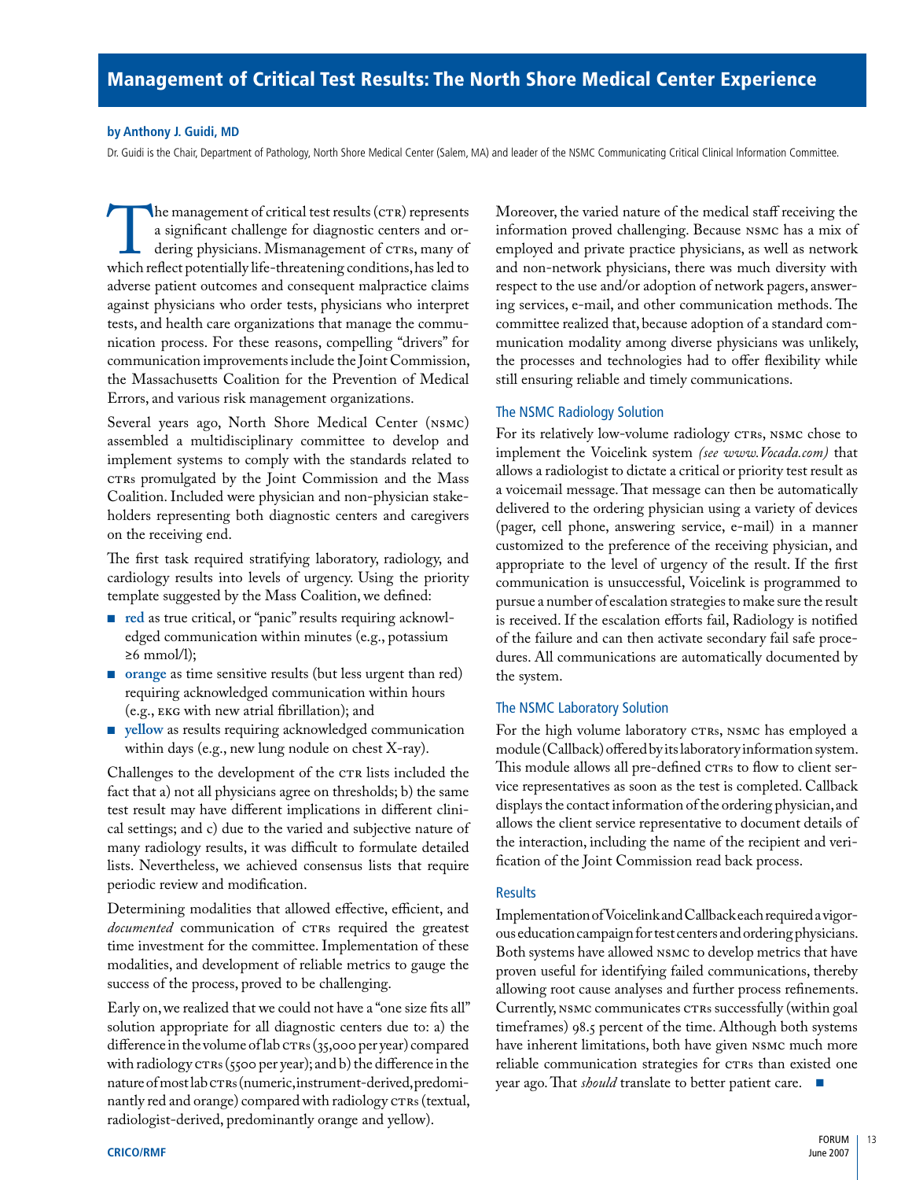# Management of Critical Test Results: The North Shore Medical Center Experience

**by Anthony J. Guidi, MD**

Dr. Guidi is the Chair, Department of Pathology, North Shore Medical Center (Salem, MA) and leader of the NSMC Communicating Critical Clinical Information Committee.

The management of critical test results (CTR) represents a significant challenge for diagnostic centers and ordering physicians. Mismanagement of CTRs, many of which reflect potentially life-threatening conditions, has led to adverse patient outcomes and consequent malpractice claims against physicians who order tests, physicians who interpret tests, and health care organizations that manage the communication process. For these reasons, compelling "drivers" for communication improvements include the Joint Commission, the Massachusetts Coalition for the Prevention of Medical Errors, and various risk management organizations.

Several years ago, North Shore Medical Center (NSMC) assembled a multidisciplinary committee to develop and implement systems to comply with the standards related to CTRs promulgated by the Joint Commission and the Mass Coalition. Included were physician and non-physician stakeholders representing both diagnostic centers and caregivers on the receiving end.

The first task required stratifying laboratory, radiology, and cardiology results into levels of urgency. Using the priority template suggested by the Mass Coalition, we defined:

- **red** as true critical, or "panic" results requiring acknowledged communication within minutes (e.g., potassium ≥6 mmol/l);
- **orange** as time sensitive results (but less urgent than red) requiring acknowledged communication within hours (e.g., EKG with new atrial fibrillation); and
- **yellow** as results requiring acknowledged communication within days (e.g., new lung nodule on chest X-ray).

Challenges to the development of the CTR lists included the fact that a) not all physicians agree on thresholds; b) the same test result may have different implications in different clinical settings; and c) due to the varied and subjective nature of many radiology results, it was difficult to formulate detailed lists. Nevertheless, we achieved consensus lists that require periodic review and modification.

Determining modalities that allowed effective, efficient, and *documented* communication of CTRs required the greatest time investment for the committee. Implementation of these modalities, and development of reliable metrics to gauge the success of the process, proved to be challenging.

Early on, we realized that we could not have a "one size fits all" solution appropriate for all diagnostic centers due to: a) the difference in the volume of lab CTRs (35,000 per year) compared with radiology CTRs (5500 per year); and b) the difference in the nature of most lab CTRs (numeric, instrument-derived, predominantly red and orange) compared with radiology CTRs (textual, radiologist-derived, predominantly orange and yellow).

Moreover, the varied nature of the medical staff receiving the information proved challenging. Because NSMC has a mix of employed and private practice physicians, as well as network and non-network physicians, there was much diversity with respect to the use and/or adoption of network pagers, answering services, e-mail, and other communication methods. The committee realized that, because adoption of a standard communication modality among diverse physicians was unlikely, the processes and technologies had to offer flexibility while still ensuring reliable and timely communications.

## The NSMC Radiology Solution

For its relatively low-volume radiology CTRs, NSMC chose to implement the Voicelink system *(see www.Vocada.com)* that allows a radiologist to dictate a critical or priority test result as a voicemail message. That message can then be automatically delivered to the ordering physician using a variety of devices (pager, cell phone, answering service, e-mail) in a manner customized to the preference of the receiving physician, and appropriate to the level of urgency of the result. If the first communication is unsuccessful, Voicelink is programmed to pursue a number of escalation strategies to make sure the result is received. If the escalation efforts fail, Radiology is notified of the failure and can then activate secondary fail safe procedures. All communications are automatically documented by the system.

## The NSMC Laboratory Solution

For the high volume laboratory CTRs, NSMC has employed a module (Callback) offered by its laboratory information system. This module allows all pre-defined CTRs to flow to client service representatives as soon as the test is completed. Callback displays the contact information of the ordering physician, and allows the client service representative to document details of the interaction, including the name of the recipient and verification of the Joint Commission read back process.

## Results

Implementation of Voicelink and Callback each required a vigorous education campaign for test centers and ordering physicians. Both systems have allowed NSMC to develop metrics that have proven useful for identifying failed communications, thereby allowing root cause analyses and further process refinements. Currently, NSMC communicates CTRs successfully (within goal timeframes) 98.5 percent of the time. Although both systems have inherent limitations, both have given NSMC much more reliable communication strategies for CTRs than existed one year ago. That *should* translate to better patient care. ■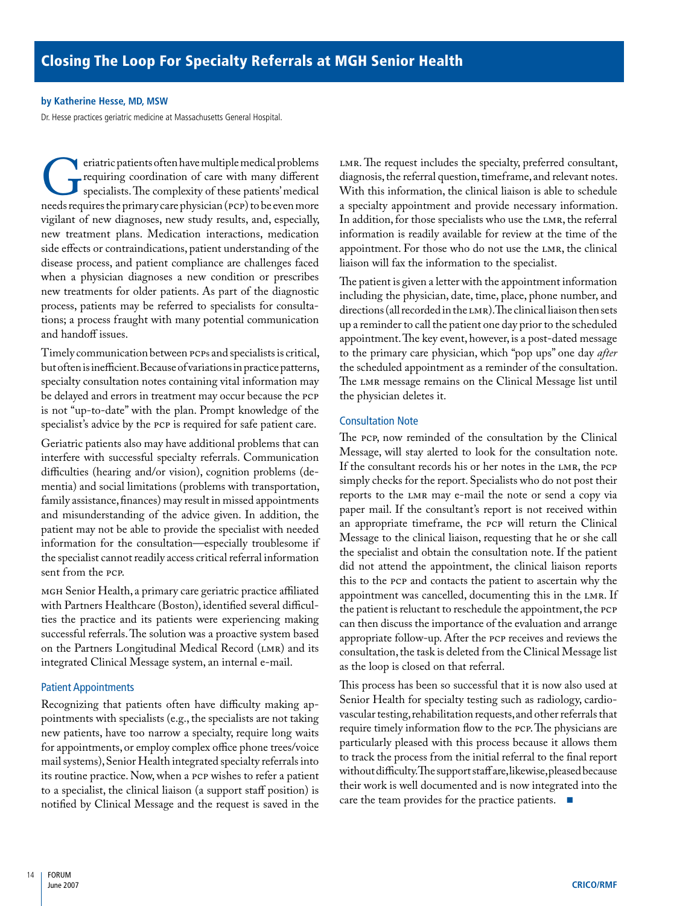# Closing The Loop For Specialty Referrals at MGH Senior Health

**by Katherine Hesse, MD, MSW**

Dr. Hesse practices geriatric medicine at Massachusetts General Hospital.

Geriatric patients often have multiple medical problems requiring coordination of care with many different specialists. The complexity of these patients' medical needs requires the primary care physician (PCP) to be even more vigilant of new diagnoses, new study results, and, especially, new treatment plans. Medication interactions, medication side effects or contraindications, patient understanding of the disease process, and patient compliance are challenges faced when a physician diagnoses a new condition or prescribes new treatments for older patients. As part of the diagnostic process, patients may be referred to specialists for consultations; a process fraught with many potential communication and handoff issues.

Timely communication between PCPs and specialists is critical, but often is inefficient. Because of variations in practice patterns, specialty consultation notes containing vital information may be delayed and errors in treatment may occur because the PCP is not "up-to-date" with the plan. Prompt knowledge of the specialist's advice by the PCP is required for safe patient care.

Geriatric patients also may have additional problems that can interfere with successful specialty referrals. Communication difficulties (hearing and/or vision), cognition problems (dementia) and social limitations (problems with transportation, family assistance, finances) may result in missed appointments and misunderstanding of the advice given. In addition, the patient may not be able to provide the specialist with needed information for the consultation—especially troublesome if the specialist cannot readily access critical referral information sent from the PCP.

MGH Senior Health, a primary care geriatric practice affiliated with Partners Healthcare (Boston), identified several difficulties the practice and its patients were experiencing making successful referrals. The solution was a proactive system based on the Partners Longitudinal Medical Record (LMR) and its integrated Clinical Message system, an internal e-mail.

## Patient Appointments

Recognizing that patients often have difficulty making appointments with specialists (e.g., the specialists are not taking new patients, have too narrow a specialty, require long waits for appointments, or employ complex office phone trees/voice mail systems), Senior Health integrated specialty referrals into its routine practice. Now, when a PCP wishes to refer a patient to a specialist, the clinical liaison (a support staff position) is notified by Clinical Message and the request is saved in the LMR. The request includes the specialty, preferred consultant, diagnosis, the referral question, timeframe, and relevant notes. With this information, the clinical liaison is able to schedule a specialty appointment and provide necessary information. In addition, for those specialists who use the LMR, the referral information is readily available for review at the time of the appointment. For those who do not use the LMR, the clinical liaison will fax the information to the specialist.

The patient is given a letter with the appointment information including the physician, date, time, place, phone number, and directions (all recorded in the LMR). The clinical liaison then sets up a reminder to call the patient one day prior to the scheduled appointment. The key event, however, is a post-dated message to the primary care physician, which "pop ups" one day *after* the scheduled appointment as a reminder of the consultation. The LMR message remains on the Clinical Message list until the physician deletes it.

## Consultation Note

The PCP, now reminded of the consultation by the Clinical Message, will stay alerted to look for the consultation note. If the consultant records his or her notes in the LMR, the PCP simply checks for the report. Specialists who do not post their reports to the LMR may e-mail the note or send a copy via paper mail. If the consultant's report is not received within an appropriate timeframe, the PCP will return the Clinical Message to the clinical liaison, requesting that he or she call the specialist and obtain the consultation note. If the patient did not attend the appointment, the clinical liaison reports this to the PCP and contacts the patient to ascertain why the appointment was cancelled, documenting this in the LMR. If the patient is reluctant to reschedule the appointment, the PCP can then discuss the importance of the evaluation and arrange appropriate follow-up. After the PCP receives and reviews the consultation, the task is deleted from the Clinical Message list as the loop is closed on that referral.

This process has been so successful that it is now also used at Senior Health for specialty testing such as radiology, cardiovascular testing, rehabilitation requests, and other referrals that require timely information flow to the PCP. The physicians are particularly pleased with this process because it allows them to track the process from the initial referral to the final report without difficulty. The support staff are, likewise, pleased because their work is well documented and is now integrated into the care the team provides for the practice patients. ■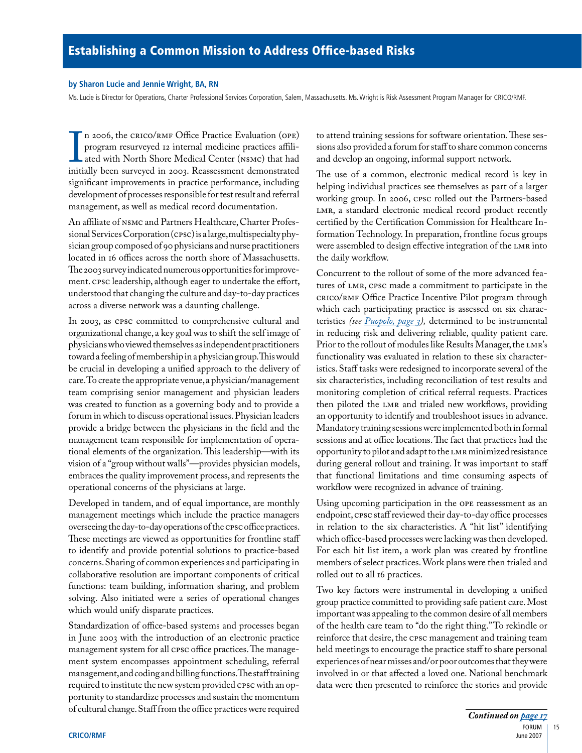## Establishing a Common Mission to Address Office-based Risks

**by Sharon Lucie and Jennie Wright, BA, RN**

Ms. Lucie is Director for Operations, Charter Professional Services Corporation, Salem, Massachusetts. Ms. Wright is Risk Assessment Program Manager for CRICO/RMF.

In 2006, the CRICO/RMF Office Practice Evaluation (OPE) program resurveyed 12 internal medicine practices affiliated with North Shore Medical Center (NSMC) that had initially been surveyed in 2003. Reassessment demonstrated significant improvements in practice performance, including development of processes responsible for test result and referral management, as well as medical record documentation.

An affiliate of NSMC and Partners Healthcare, Charter Professional Services Corporation (CPSC) is a large, multispecialty physician group composed of 90 physicians and nurse practitioners located in 16 offices across the north shore of Massachusetts. The 2003 survey indicated numerous opportunities for improvement. CPSC leadership, although eager to undertake the effort, understood that changing the culture and day-to-day practices across a diverse network was a daunting challenge.

In 2003, as CPSC committed to comprehensive cultural and organizational change, a key goal was to shift the self image of physicians who viewed themselves as independent practitioners toward a feeling of membership in a physician group. This would be crucial in developing a unified approach to the delivery of care. To create the appropriate venue, a physician/management team comprising senior management and physician leaders was created to function as a governing body and to provide a forum in which to discuss operational issues. Physician leaders provide a bridge between the physicians in the field and the management team responsible for implementation of operational elements of the organization. This leadership—with its vision of a "group without walls"—provides physician models, embraces the quality improvement process, and represents the operational concerns of the physicians at large.

Developed in tandem, and of equal importance, are monthly management meetings which include the practice managers overseeing the day-to-day operations of the CPSC office practices. These meetings are viewed as opportunities for frontline staff to identify and provide potential solutions to practice-based concerns. Sharing of common experiences and participating in collaborative resolution are important components of critical functions: team building, information sharing, and problem solving. Also initiated were a series of operational changes which would unify disparate practices.

Standardization of office-based systems and processes began in June 2003 with the introduction of an electronic practice management system for all CPSC office practices. The management system encompasses appointment scheduling, referral management, and coding and billing functions. The staff training required to institute the new system provided CPSC with an opportunity to standardize processes and sustain the momentum of cultural change. Staff from the office practices were required to attend training sessions for software orientation. These sessions also provided a forum for staff to share common concerns and develop an ongoing, informal support network.

The use of a common, electronic medical record is key in helping individual practices see themselves as part of a larger working group. In 2006, CPSC rolled out the Partners-based LMR, a standard electronic medical record product recently certified by the Certification Commission for Healthcare Information Technology. In preparation, frontline focus groups were assembled to design effective integration of the LMR into the daily workflow.

Concurrent to the rollout of some of the more advanced features of LMR, CPSC made a commitment to participate in the CRICO/RMF Office Practice Incentive Pilot program through which each participating practice is assessed on six characteristics *(see Puopolo, page 3),* determined to be instrumental in reducing risk and delivering reliable, quality patient care. Prior to the rollout of modules like Results Manager, the LMR's functionality was evaluated in relation to these six characteristics. Staff tasks were redesigned to incorporate several of the six characteristics, including reconciliation of test results and monitoring completion of critical referral requests. Practices then piloted the LMR and trialed new workflows, providing an opportunity to identify and troubleshoot issues in advance. Mandatory training sessions were implemented both in formal sessions and at office locations. The fact that practices had the opportunity to pilot and adapt to the LMR minimized resistance during general rollout and training. It was important to staff that functional limitations and time consuming aspects of workflow were recognized in advance of training.

Using upcoming participation in the OPE reassessment as an endpoint, CPSC staff reviewed their day-to-day office processes in relation to the six characteristics. A "hit list" identifying which office-based processes were lacking was then developed. For each hit list item, a work plan was created by frontline members of select practices. Work plans were then trialed and rolled out to all 16 practices.

Two key factors were instrumental in developing a unified group practice committed to providing safe patient care. Most important was appealing to the common desire of all members of the health care team to "do the right thing." To rekindle or reinforce that desire, the CPSC management and training team held meetings to encourage the practice staff to share personal experiences of near misses and/or poor outcomes that they were involved in or that affected a loved one. National benchmark data were then presented to reinforce the stories and provide

***Continued on page 17***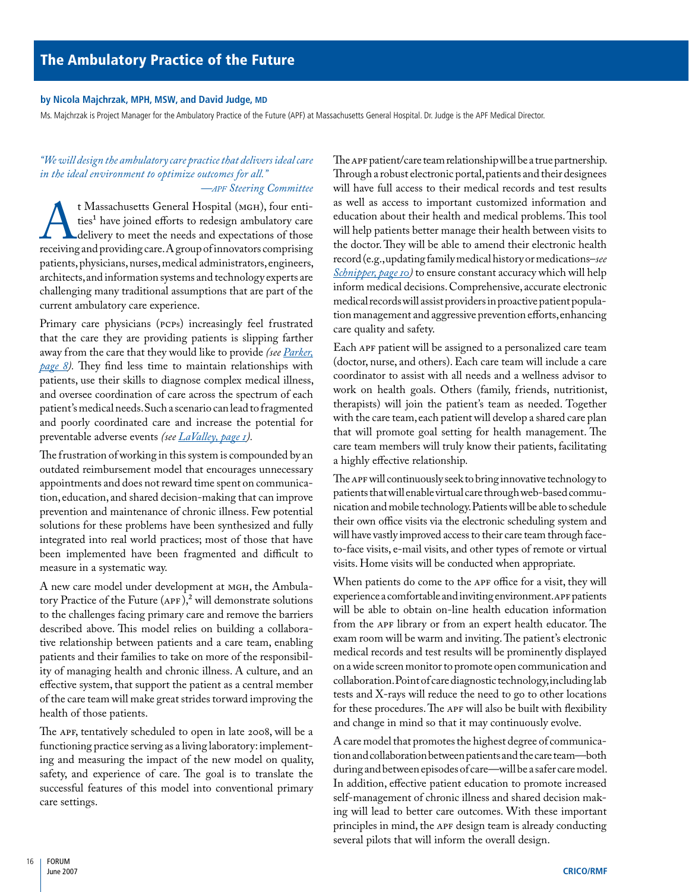# The Ambulatory Practice of the Future

**by Nicola Majchrzak, MPH, MSW, and David Judge, MD**

Ms. Majchrzak is Project Manager for the Ambulatory Practice of the Future (APF) at Massachusetts General Hospital. Dr. Judge is the APF Medical Director.

*"We will design the ambulatory care practice that delivers ideal care in the ideal environment to optimize outcomes for all."*
*—APF Steering Committee*

At Massachusetts General Hospital (MGH), four entities[1] have joined efforts to redesign ambulatory care delivery to meet the needs and expectations of those receiving and providing care. A group of innovators comprising patients, physicians, nurses, medical administrators, engineers, architects, and information systems and technology experts are challenging many traditional assumptions that are part of the current ambulatory care experience.

Primary care physicians (PCPs) increasingly feel frustrated that the care they are providing patients is slipping farther away from the care that they would like to provide *(see Parker, page 8)*. They find less time to maintain relationships with patients, use their skills to diagnose complex medical illness, and oversee coordination of care across the spectrum of each patient's medical needs. Such a scenario can lead to fragmented and poorly coordinated care and increase the potential for preventable adverse events *(see LaValley, page 1)*.

The frustration of working in this system is compounded by an outdated reimbursement model that encourages unnecessary appointments and does not reward time spent on communication, education, and shared decision-making that can improve prevention and maintenance of chronic illness. Few potential solutions for these problems have been synthesized and fully integrated into real world practices; most of those that have been implemented have been fragmented and difficult to measure in a systematic way.

A new care model under development at MGH, the Ambulatory Practice of the Future (APF),[2] will demonstrate solutions to the challenges facing primary care and remove the barriers described above. This model relies on building a collaborative relationship between patients and a care team, enabling patients and their families to take on more of the responsibility of managing health and chronic illness. A culture, and an effective system, that support the patient as a central member of the care team will make great strides torward improving the health of those patients.

The APF, tentatively scheduled to open in late 2008, will be a functioning practice serving as a living laboratory: implementing and measuring the impact of the new model on quality, safety, and experience of care. The goal is to translate the successful features of this model into conventional primary care settings.

The APF patient/care team relationship will be a true partnership. Through a robust electronic portal, patients and their designees will have full access to their medical records and test results as well as access to important customized information and education about their health and medical problems. This tool will help patients better manage their health between visits to the doctor. They will be able to amend their electronic health record (e.g., updating family medical history or medications–*see Schnipper, page 10*) to ensure constant accuracy which will help inform medical decisions. Comprehensive, accurate electronic medical records will assist providers in proactive patient population management and aggressive prevention efforts, enhancing care quality and safety.

Each APF patient will be assigned to a personalized care team (doctor, nurse, and others). Each care team will include a care coordinator to assist with all needs and a wellness advisor to work on health goals. Others (family, friends, nutritionist, therapists) will join the patient's team as needed. Together with the care team, each patient will develop a shared care plan that will promote goal setting for health management. The care team members will truly know their patients, facilitating a highly effective relationship.

The APF will continuously seek to bring innovative technology to patients that will enable virtual care through web-based communication and mobile technology. Patients will be able to schedule their own office visits via the electronic scheduling system and will have vastly improved access to their care team through face-to-face visits, e-mail visits, and other types of remote or virtual visits. Home visits will be conducted when appropriate.

When patients do come to the APF office for a visit, they will experience a comfortable and inviting environment. APF patients will be able to obtain on-line health education information from the APF library or from an expert health educator. The exam room will be warm and inviting. The patient's electronic medical records and test results will be prominently displayed on a wide screen monitor to promote open communication and collaboration. Point of care diagnostic technology, including lab tests and X-rays will reduce the need to go to other locations for these procedures. The APF will also be built with flexibility and change in mind so that it may continuously evolve.

A care model that promotes the highest degree of communication and collaboration between patients and the care team—both during and between episodes of care—will be a safer care model. In addition, effective patient education to promote increased self-management of chronic illness and shared decision making will lead to better care outcomes. With these important principles in mind, the APF design team is already conducting several pilots that will inform the overall design.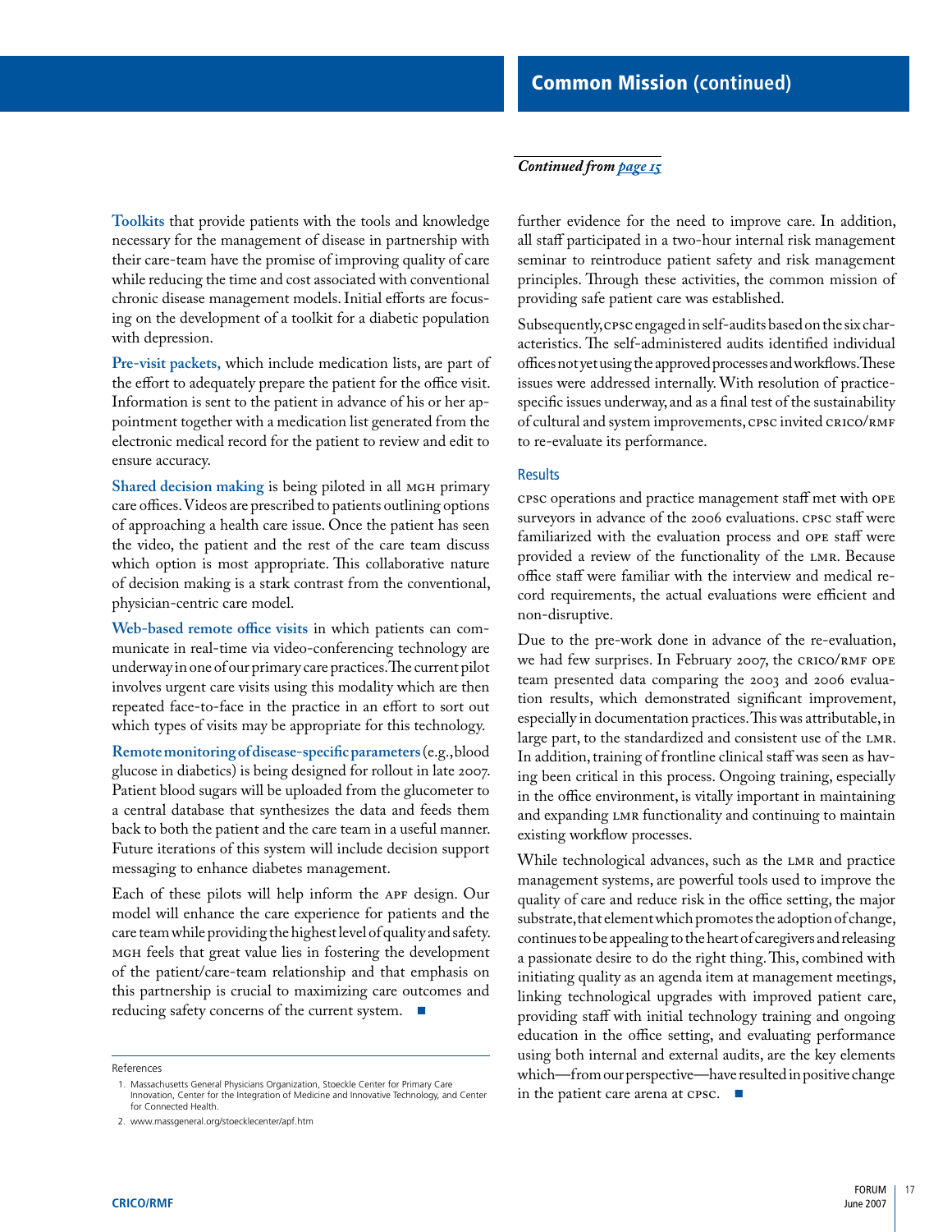**Toolkits** that provide patients with the tools and knowledge necessary for the management of disease in partnership with their care-team have the promise of improving quality of care while reducing the time and cost associated with conventional chronic disease management models. Initial efforts are focusing on the development of a toolkit for a diabetic population with depression.

**Pre-visit packets,** which include medication lists, are part of the effort to adequately prepare the patient for the office visit. Information is sent to the patient in advance of his or her appointment together with a medication list generated from the electronic medical record for the patient to review and edit to ensure accuracy.

**Shared decision making** is being piloted in all MGH primary care offices. Videos are prescribed to patients outlining options of approaching a health care issue. Once the patient has seen the video, the patient and the rest of the care team discuss which option is most appropriate. This collaborative nature of decision making is a stark contrast from the conventional, physician-centric care model.

**Web-based remote office visits** in which patients can communicate in real-time via video-conferencing technology are underway in one of our primary care practices. The current pilot involves urgent care visits using this modality which are then repeated face-to-face in the practice in an effort to sort out which types of visits may be appropriate for this technology.

**Remote monitoring of disease-specific parameters** (e.g., blood glucose in diabetics) is being designed for rollout in late 2007. Patient blood sugars will be uploaded from the glucometer to a central database that synthesizes the data and feeds them back to both the patient and the care team in a useful manner. Future iterations of this system will include decision support messaging to enhance diabetes management.

Each of these pilots will help inform the APF design. Our model will enhance the care experience for patients and the care team while providing the highest level of quality and safety. MGH feels that great value lies in fostering the development of the patient/care-team relationship and that emphasis on this partnership is crucial to maximizing care outcomes and reducing safety concerns of the current system. ■

References

1. Massachusetts General Physicians Organization, Stoeckle Center for Primary Care Innovation, Center for the Integration of Medicine and Innovative Technology, and Center for Connected Health.
2. www.massgeneral.org/stoecklecenter/apf.htm

## Common Mission (continued)

*Continued from page 15*

further evidence for the need to improve care. In addition, all staff participated in a two-hour internal risk management seminar to reintroduce patient safety and risk management principles. Through these activities, the common mission of providing safe patient care was established.

Subsequently, CPSC engaged in self-audits based on the six characteristics. The self-administered audits identified individual offices not yet using the approved processes and workflows. These issues were addressed internally. With resolution of practice-specific issues underway, and as a final test of the sustainability of cultural and system improvements, CPSC invited CRICO/RMF to re-evaluate its performance.

### Results

CPSC operations and practice management staff met with OPE surveyors in advance of the 2006 evaluations. CPSC staff were familiarized with the evaluation process and OPE staff were provided a review of the functionality of the LMR. Because office staff were familiar with the interview and medical record requirements, the actual evaluations were efficient and non-disruptive.

Due to the pre-work done in advance of the re-evaluation, we had few surprises. In February 2007, the CRICO/RMF OPE team presented data comparing the 2003 and 2006 evaluation results, which demonstrated significant improvement, especially in documentation practices. This was attributable, in large part, to the standardized and consistent use of the LMR. In addition, training of frontline clinical staff was seen as having been critical in this process. Ongoing training, especially in the office environment, is vitally important in maintaining and expanding LMR functionality and continuing to maintain existing workflow processes.

While technological advances, such as the LMR and practice management systems, are powerful tools used to improve the quality of care and reduce risk in the office setting, the major substrate, that element which promotes the adoption of change, continues to be appealing to the heart of caregivers and releasing a passionate desire to do the right thing. This, combined with initiating quality as an agenda item at management meetings, linking technological upgrades with improved patient care, providing staff with initial technology training and ongoing education in the office setting, and evaluating performance using both internal and external audits, are the key elements which—from our perspective—have resulted in positive change in the patient care arena at CPSC. ■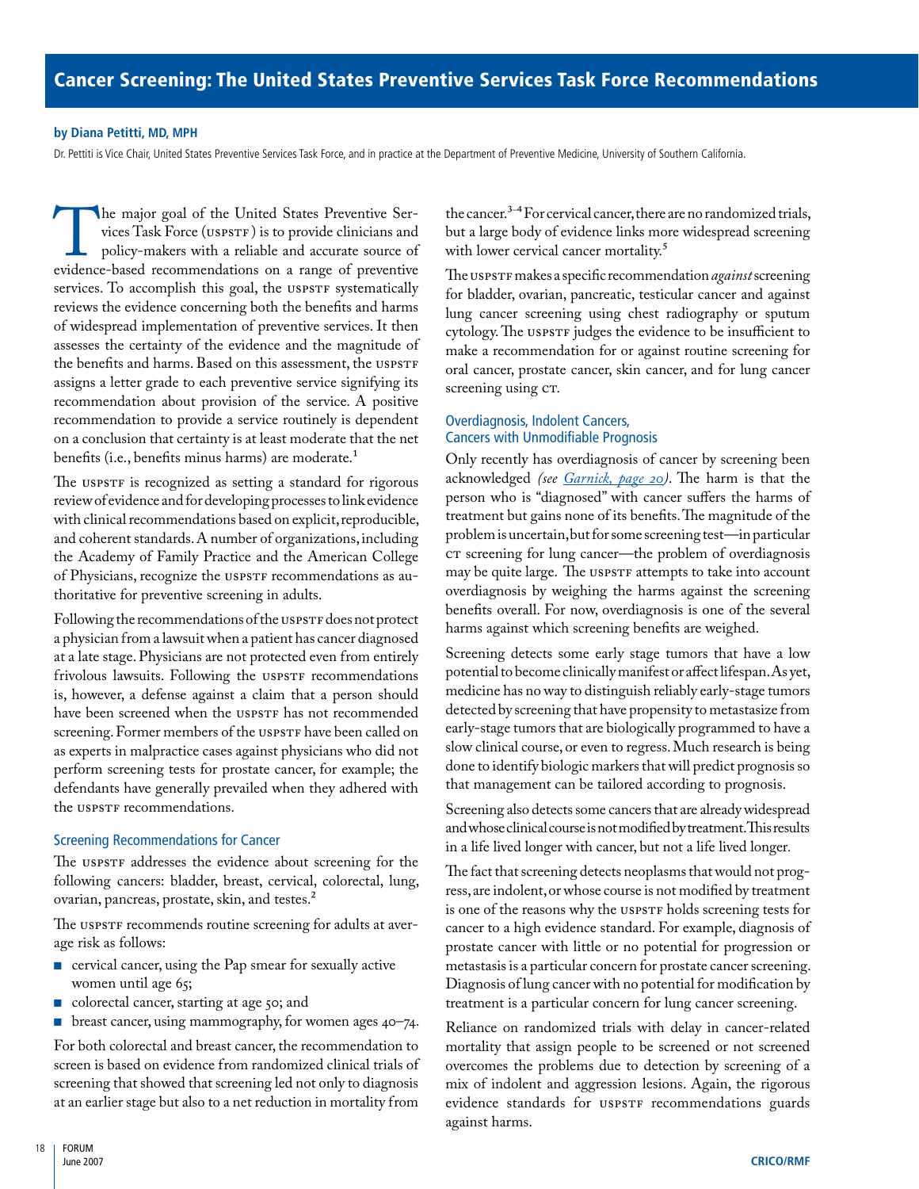# Cancer Screening: The United States Preventive Services Task Force Recommendations

**by Diana Petitti, MD, MPH**

Dr. Pettiti is Vice Chair, United States Preventive Services Task Force, and in practice at the Department of Preventive Medicine, University of Southern California.

The major goal of the United States Preventive Services Task Force (USPSTF) is to provide clinicians and policy-makers with a reliable and accurate source of evidence-based recommendations on a range of preventive services. To accomplish this goal, the USPSTF systematically reviews the evidence concerning both the benefits and harms of widespread implementation of preventive services. It then assesses the certainty of the evidence and the magnitude of the benefits and harms. Based on this assessment, the USPSTF assigns a letter grade to each preventive service signifying its recommendation about provision of the service. A positive recommendation to provide a service routinely is dependent on a conclusion that certainty is at least moderate that the net benefits (i.e., benefits minus harms) are moderate.[1]

The USPSTF is recognized as setting a standard for rigorous review of evidence and for developing processes to link evidence with clinical recommendations based on explicit, reproducible, and coherent standards. A number of organizations, including the Academy of Family Practice and the American College of Physicians, recognize the USPSTF recommendations as authoritative for preventive screening in adults.

Following the recommendations of the USPSTF does not protect a physician from a lawsuit when a patient has cancer diagnosed at a late stage. Physicians are not protected even from entirely frivolous lawsuits. Following the USPSTF recommendations is, however, a defense against a claim that a person should have been screened when the USPSTF has not recommended screening. Former members of the USPSTF have been called on as experts in malpractice cases against physicians who did not perform screening tests for prostate cancer, for example; the defendants have generally prevailed when they adhered with the USPSTF recommendations.

## Screening Recommendations for Cancer

The USPSTF addresses the evidence about screening for the following cancers: bladder, breast, cervical, colorectal, lung, ovarian, pancreas, prostate, skin, and testes.[2]

The USPSTF recommends routine screening for adults at average risk as follows:

- cervical cancer, using the Pap smear for sexually active women until age 65;
- colorectal cancer, starting at age 50; and
- breast cancer, using mammography, for women ages 40–74.

For both colorectal and breast cancer, the recommendation to screen is based on evidence from randomized clinical trials of screening that showed that screening led not only to diagnosis at an earlier stage but also to a net reduction in mortality from the cancer.[3–4] For cervical cancer, there are no randomized trials, but a large body of evidence links more widespread screening with lower cervical cancer mortality.[5]

The USPSTF makes a specific recommendation *against* screening for bladder, ovarian, pancreatic, testicular cancer and against lung cancer screening using chest radiography or sputum cytology. The USPSTF judges the evidence to be insufficient to make a recommendation for or against routine screening for oral cancer, prostate cancer, skin cancer, and for lung cancer screening using CT.

## Overdiagnosis, Indolent Cancers, Cancers with Unmodifiable Prognosis

Only recently has overdiagnosis of cancer by screening been acknowledged *(see Garnick, page 20)*. The harm is that the person who is "diagnosed" with cancer suffers the harms of treatment but gains none of its benefits. The magnitude of the problem is uncertain, but for some screening test—in particular CT screening for lung cancer—the problem of overdiagnosis may be quite large. The USPSTF attempts to take into account overdiagnosis by weighing the harms against the screening benefits overall. For now, overdiagnosis is one of the several harms against which screening benefits are weighed.

Screening detects some early stage tumors that have a low potential to become clinically manifest or affect lifespan. As yet, medicine has no way to distinguish reliably early-stage tumors detected by screening that have propensity to metastasize from early-stage tumors that are biologically programmed to have a slow clinical course, or even to regress. Much research is being done to identify biologic markers that will predict prognosis so that management can be tailored according to prognosis.

Screening also detects some cancers that are already widespread and whose clinical course is not modified by treatment. This results in a life lived longer with cancer, but not a life lived longer.

The fact that screening detects neoplasms that would not progress, are indolent, or whose course is not modified by treatment is one of the reasons why the USPSTF holds screening tests for cancer to a high evidence standard. For example, diagnosis of prostate cancer with little or no potential for progression or metastasis is a particular concern for prostate cancer screening. Diagnosis of lung cancer with no potential for modification by treatment is a particular concern for lung cancer screening.

Reliance on randomized trials with delay in cancer-related mortality that assign people to be screened or not screened overcomes the problems due to detection by screening of a mix of indolent and aggression lesions. Again, the rigorous evidence standards for USPSTF recommendations guards against harms.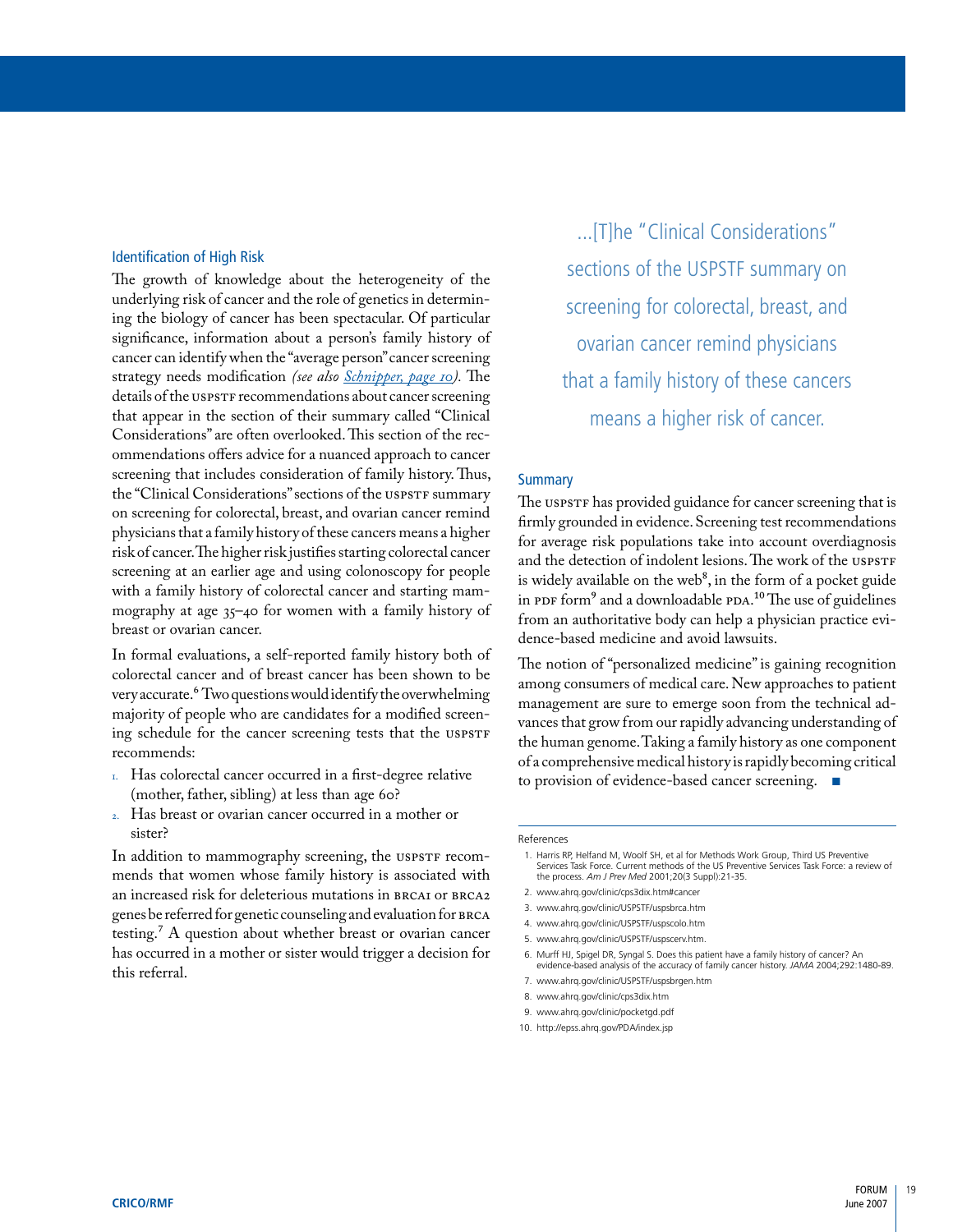## Identification of High Risk

The growth of knowledge about the heterogeneity of the underlying risk of cancer and the role of genetics in determining the biology of cancer has been spectacular. Of particular significance, information about a person's family history of cancer can identify when the "average person" cancer screening strategy needs modification *(see also Schnipper, page 10)*. The details of the USPSTF recommendations about cancer screening that appear in the section of their summary called "Clinical Considerations" are often overlooked. This section of the recommendations offers advice for a nuanced approach to cancer screening that includes consideration of family history. Thus, the "Clinical Considerations" sections of the USPSTF summary on screening for colorectal, breast, and ovarian cancer remind physicians that a family history of these cancers means a higher risk of cancer. The higher risk justifies starting colorectal cancer screening at an earlier age and using colonoscopy for people with a family history of colorectal cancer and starting mammography at age 35–40 for women with a family history of breast or ovarian cancer.

In formal evaluations, a self-reported family history both of colorectal cancer and of breast cancer has been shown to be very accurate.[6] Two questions would identify the overwhelming majority of people who are candidates for a modified screening schedule for the cancer screening tests that the USPSTF recommends:

1. Has colorectal cancer occurred in a first-degree relative (mother, father, sibling) at less than age 60?
2. Has breast or ovarian cancer occurred in a mother or sister?

In addition to mammography screening, the USPSTF recommends that women whose family history is associated with an increased risk for deleterious mutations in BRCA1 or BRCA2 genes be referred for genetic counseling and evaluation for BRCA testing.[7] A question about whether breast or ovarian cancer has occurred in a mother or sister would trigger a decision for this referral.

> ...[T]he "Clinical Considerations" sections of the USPSTF summary on screening for colorectal, breast, and ovarian cancer remind physicians that a family history of these cancers means a higher risk of cancer.

## Summary

The USPSTF has provided guidance for cancer screening that is firmly grounded in evidence. Screening test recommendations for average risk populations take into account overdiagnosis and the detection of indolent lesions. The work of the USPSTF is widely available on the web[8], in the form of a pocket guide in PDF form[9] and a downloadable PDA.[10] The use of guidelines from an authoritative body can help a physician practice evidence-based medicine and avoid lawsuits.

The notion of "personalized medicine" is gaining recognition among consumers of medical care. New approaches to patient management are sure to emerge soon from the technical advances that grow from our rapidly advancing understanding of the human genome. Taking a family history as one component of a comprehensive medical history is rapidly becoming critical to provision of evidence-based cancer screening. ■

### References

1. Harris RP, Helfand M, Woolf SH, et al for Methods Work Group, Third US Preventive Services Task Force. Current methods of the US Preventive Services Task Force: a review of the process. *Am J Prev Med* 2001;20(3 Suppl):21-35.
2. www.ahrq.gov/clinic/cps3dix.htm#cancer
3. www.ahrq.gov/clinic/USPSTF/uspsbrca.htm
4. www.ahrq.gov/clinic/USPSTF/uspscolo.htm
5. www.ahrq.gov/clinic/USPSTF/uspscerv.htm.
6. Murff HJ, Spigel DR, Syngal S. Does this patient have a family history of cancer? An evidence-based analysis of the accuracy of family cancer history. *JAMA* 2004;292:1480-89.
7. www.ahrq.gov/clinic/USPSTF/uspsbrgen.htm
8. www.ahrq.gov/clinic/cps3dix.htm
9. www.ahrq.gov/clinic/pocketgd.pdf
10. http://epss.ahrq.gov/PDA/index.jsp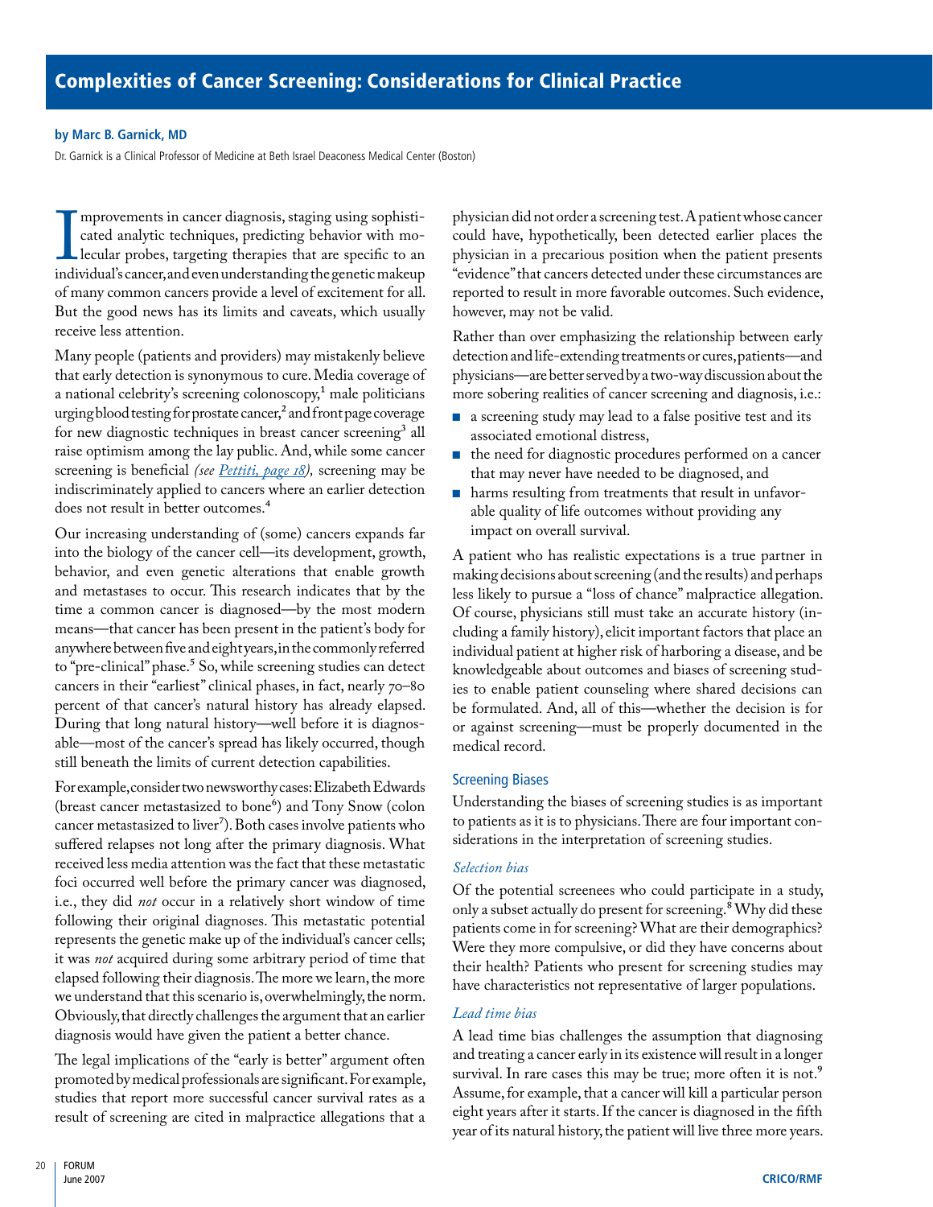# Complexities of Cancer Screening: Considerations for Clinical Practice

**by Marc B. Garnick, MD**

Dr. Garnick is a Clinical Professor of Medicine at Beth Israel Deaconess Medical Center (Boston)

Improvements in cancer diagnosis, staging using sophisticated analytic techniques, predicting behavior with molecular probes, targeting therapies that are specific to an individual's cancer, and even understanding the genetic makeup of many common cancers provide a level of excitement for all. But the good news has its limits and caveats, which usually receive less attention.

Many people (patients and providers) may mistakenly believe that early detection is synonymous to cure. Media coverage of a national celebrity's screening colonoscopy,[1] male politicians urging blood testing for prostate cancer,[2] and front page coverage for new diagnostic techniques in breast cancer screening[3] all raise optimism among the lay public. And, while some cancer screening is beneficial *(see Pettiti, page 18),* screening may be indiscriminately applied to cancers where an earlier detection does not result in better outcomes.[4]

Our increasing understanding of (some) cancers expands far into the biology of the cancer cell—its development, growth, behavior, and even genetic alterations that enable growth and metastases to occur. This research indicates that by the time a common cancer is diagnosed—by the most modern means—that cancer has been present in the patient's body for anywhere between five and eight years, in the commonly referred to "pre-clinical" phase.[5] So, while screening studies can detect cancers in their "earliest" clinical phases, in fact, nearly 70–80 percent of that cancer's natural history has already elapsed. During that long natural history—well before it is diagnosable—most of the cancer's spread has likely occurred, though still beneath the limits of current detection capabilities.

For example, consider two newsworthy cases: Elizabeth Edwards (breast cancer metastasized to bone[6]) and Tony Snow (colon cancer metastasized to liver[7]). Both cases involve patients who suffered relapses not long after the primary diagnosis. What received less media attention was the fact that these metastatic foci occurred well before the primary cancer was diagnosed, i.e., they did *not* occur in a relatively short window of time following their original diagnoses. This metastatic potential represents the genetic make up of the individual's cancer cells; it was *not* acquired during some arbitrary period of time that elapsed following their diagnosis. The more we learn, the more we understand that this scenario is, overwhelmingly, the norm. Obviously, that directly challenges the argument that an earlier diagnosis would have given the patient a better chance.

The legal implications of the "early is better" argument often promoted by medical professionals are significant. For example, studies that report more successful cancer survival rates as a result of screening are cited in malpractice allegations that a physician did not order a screening test. A patient whose cancer could have, hypothetically, been detected earlier places the physician in a precarious position when the patient presents "evidence" that cancers detected under these circumstances are reported to result in more favorable outcomes. Such evidence, however, may not be valid.

Rather than over emphasizing the relationship between early detection and life-extending treatments or cures, patients—and physicians—are better served by a two-way discussion about the more sobering realities of cancer screening and diagnosis, i.e.:

- a screening study may lead to a false positive test and its associated emotional distress,
- the need for diagnostic procedures performed on a cancer that may never have needed to be diagnosed, and
- harms resulting from treatments that result in unfavorable quality of life outcomes without providing any impact on overall survival.

A patient who has realistic expectations is a true partner in making decisions about screening (and the results) and perhaps less likely to pursue a "loss of chance" malpractice allegation. Of course, physicians still must take an accurate history (including a family history), elicit important factors that place an individual patient at higher risk of harboring a disease, and be knowledgeable about outcomes and biases of screening studies to enable patient counseling where shared decisions can be formulated. And, all of this—whether the decision is for or against screening—must be properly documented in the medical record.

## Screening Biases

Understanding the biases of screening studies is as important to patients as it is to physicians. There are four important considerations in the interpretation of screening studies.

### *Selection bias*

Of the potential screenees who could participate in a study, only a subset actually do present for screening.[8] Why did these patients come in for screening? What are their demographics? Were they more compulsive, or did they have concerns about their health? Patients who present for screening studies may have characteristics not representative of larger populations.

### *Lead time bias*

A lead time bias challenges the assumption that diagnosing and treating a cancer early in its existence will result in a longer survival. In rare cases this may be true; more often it is not.[9] Assume, for example, that a cancer will kill a particular person eight years after it starts. If the cancer is diagnosed in the fifth year of its natural history, the patient will live three more years.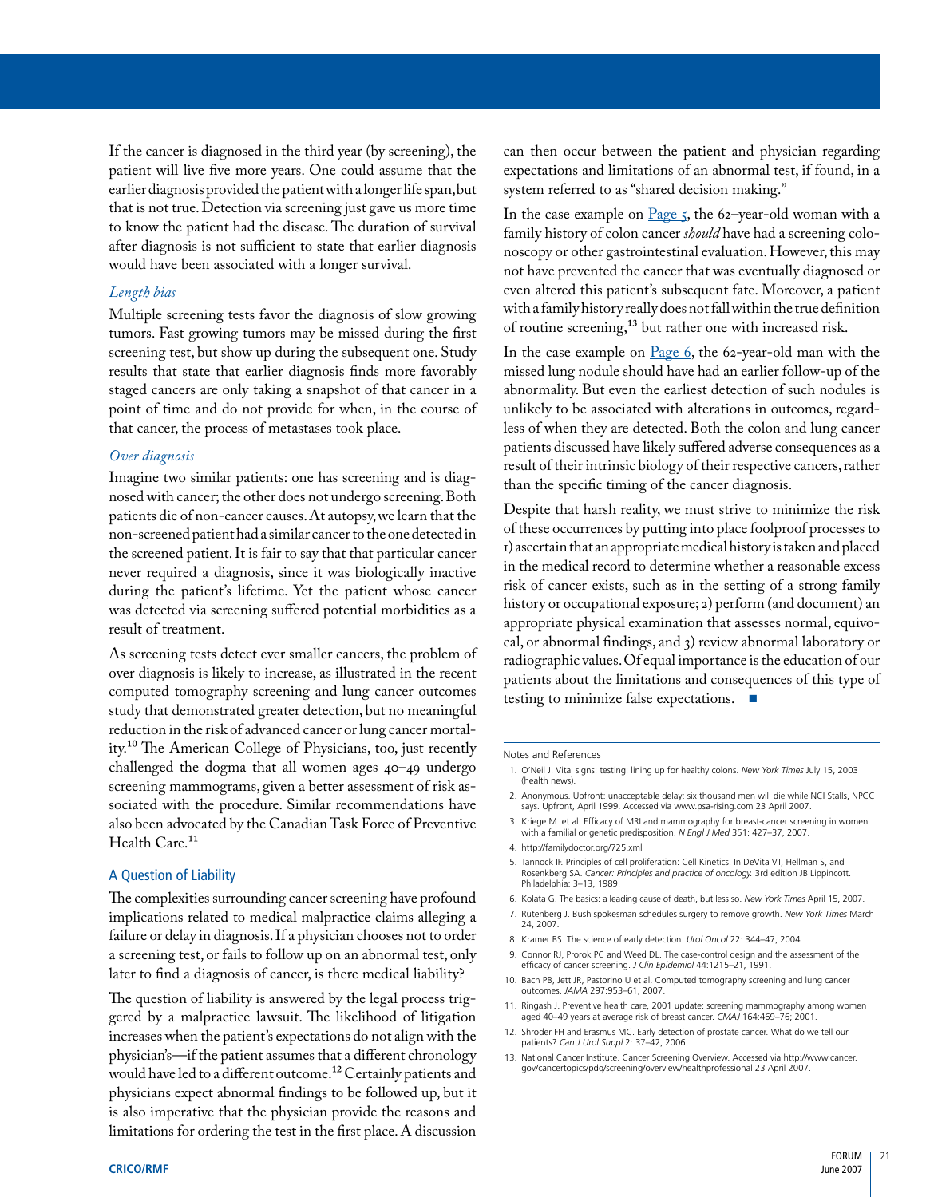If the cancer is diagnosed in the third year (by screening), the patient will live five more years. One could assume that the earlier diagnosis provided the patient with a longer life span, but that is not true. Detection via screening just gave us more time to know the patient had the disease. The duration of survival after diagnosis is not sufficient to state that earlier diagnosis would have been associated with a longer survival.

### *Length bias*

Multiple screening tests favor the diagnosis of slow growing tumors. Fast growing tumors may be missed during the first screening test, but show up during the subsequent one. Study results that state that earlier diagnosis finds more favorably staged cancers are only taking a snapshot of that cancer in a point of time and do not provide for when, in the course of that cancer, the process of metastases took place.

### *Over diagnosis*

Imagine two similar patients: one has screening and is diagnosed with cancer; the other does not undergo screening. Both patients die of non-cancer causes. At autopsy, we learn that the non-screened patient had a similar cancer to the one detected in the screened patient. It is fair to say that that particular cancer never required a diagnosis, since it was biologically inactive during the patient's lifetime. Yet the patient whose cancer was detected via screening suffered potential morbidities as a result of treatment.

As screening tests detect ever smaller cancers, the problem of over diagnosis is likely to increase, as illustrated in the recent computed tomography screening and lung cancer outcomes study that demonstrated greater detection, but no meaningful reduction in the risk of advanced cancer or lung cancer mortality.[10] The American College of Physicians, too, just recently challenged the dogma that all women ages 40–49 undergo screening mammograms, given a better assessment of risk associated with the procedure. Similar recommendations have also been advocated by the Canadian Task Force of Preventive Health Care.[11]

## A Question of Liability

The complexities surrounding cancer screening have profound implications related to medical malpractice claims alleging a failure or delay in diagnosis. If a physician chooses not to order a screening test, or fails to follow up on an abnormal test, only later to find a diagnosis of cancer, is there medical liability?

The question of liability is answered by the legal process triggered by a malpractice lawsuit. The likelihood of litigation increases when the patient's expectations do not align with the physician's—if the patient assumes that a different chronology would have led to a different outcome.[12] Certainly patients and physicians expect abnormal findings to be followed up, but it is also imperative that the physician provide the reasons and limitations for ordering the test in the first place. A discussion can then occur between the patient and physician regarding expectations and limitations of an abnormal test, if found, in a system referred to as "shared decision making."

In the case example on Page 5, the 62-year-old woman with a family history of colon cancer *should* have had a screening colonoscopy or other gastrointestinal evaluation. However, this may not have prevented the cancer that was eventually diagnosed or even altered this patient's subsequent fate. Moreover, a patient with a family history really does not fall within the true definition of routine screening,[13] but rather one with increased risk.

In the case example on Page 6, the 62-year-old man with the missed lung nodule should have had an earlier follow-up of the abnormality. But even the earliest detection of such nodules is unlikely to be associated with alterations in outcomes, regardless of when they are detected. Both the colon and lung cancer patients discussed have likely suffered adverse consequences as a result of their intrinsic biology of their respective cancers, rather than the specific timing of the cancer diagnosis.

Despite that harsh reality, we must strive to minimize the risk of these occurrences by putting into place foolproof processes to 1) ascertain that an appropriate medical history is taken and placed in the medical record to determine whether a reasonable excess risk of cancer exists, such as in the setting of a strong family history or occupational exposure; 2) perform (and document) an appropriate physical examination that assesses normal, equivocal, or abnormal findings, and 3) review abnormal laboratory or radiographic values. Of equal importance is the education of our patients about the limitations and consequences of this type of testing to minimize false expectations. ■

Notes and References

1. O'Neil J. Vital signs: testing: lining up for healthy colons. *New York Times* July 15, 2003 (health news).
2. Anonymous. Upfront: unacceptable delay: six thousand men will die while NCI Stalls, NPCC says. Upfront, April 1999. Accessed via www.psa-rising.com 23 April 2007.
3. Kriege M. et al. Efficacy of MRI and mammography for breast-cancer screening in women with a familial or genetic predisposition. *N Engl J Med* 351: 427–37, 2007.
4. http://familydoctor.org/725.xml
5. Tannock IF. Principles of cell proliferation: Cell Kinetics. In DeVita VT, Hellman S, and Rosenkberg SA. *Cancer: Principles and practice of oncology.* 3rd edition JB Lippincott. Philadelphia: 3–13, 1989.
6. Kolata G. The basics: a leading cause of death, but less so. *New York Times* April 15, 2007.
7. Rutenberg J. Bush spokesman schedules surgery to remove growth. *New York Times* March 24, 2007.
8. Kramer BS. The science of early detection. *Urol Oncol* 22: 344–47, 2004.
9. Connor RJ, Prorok PC and Weed DL. The case-control design and the assessment of the efficacy of cancer screening. *J Clin Epidemiol* 44:1215–21, 1991.
10. Bach PB, Jett JR, Pastorino U et al. Computed tomography screening and lung cancer outcomes. *JAMA* 297:953–61, 2007.
11. Ringash J. Preventive health care, 2001 update: screening mammography among women aged 40–49 years at average risk of breast cancer. *CMAJ* 164:469–76; 2001.
12. Shroder FH and Erasmus MC. Early detection of prostate cancer. What do we tell our patients? *Can J Urol Suppl* 2: 37–42, 2006.
13. National Cancer Institute. Cancer Screening Overview. Accessed via http://www.cancer.gov/cancertopics/pdq/screening/overview/healthprofessional 23 April 2007.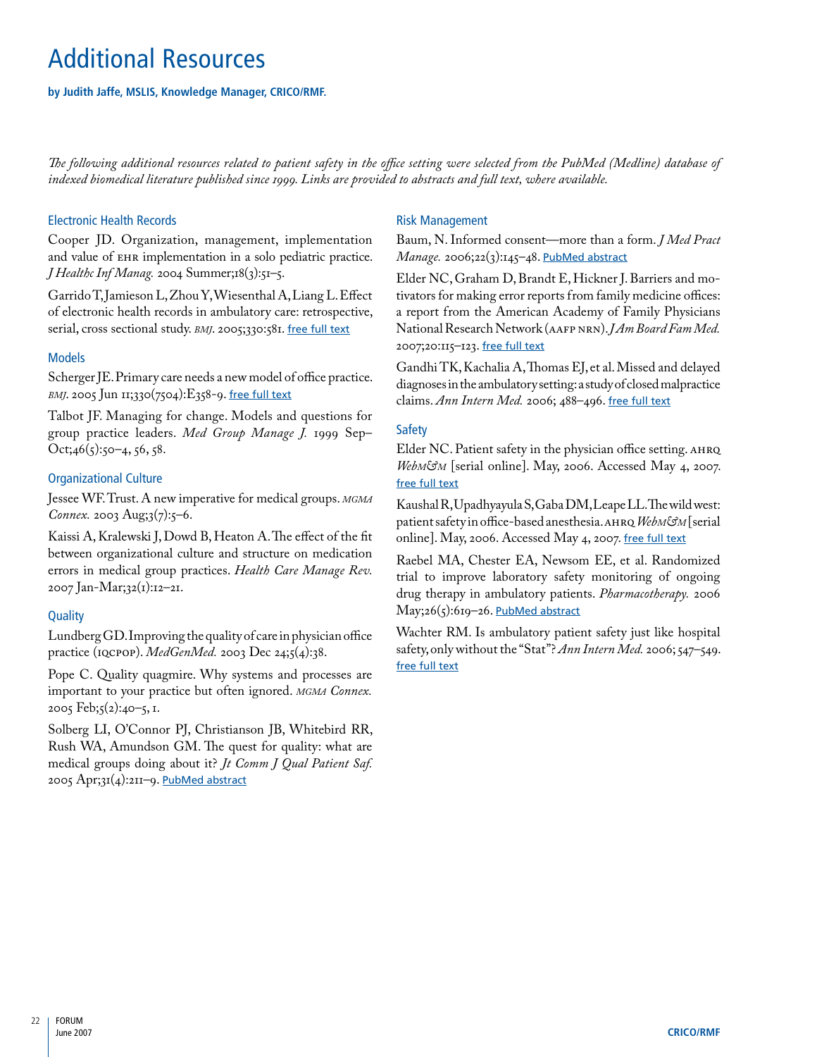# Additional Resources

**by Judith Jaffe, MSLIS, Knowledge Manager, CRICO/RMF.**

*The following additional resources related to patient safety in the office setting were selected from the PubMed (Medline) database of indexed biomedical literature published since 1999. Links are provided to abstracts and full text, where available.*

## Electronic Health Records

Cooper JD. Organization, management, implementation and value of EHR implementation in a solo pediatric practice. *J Healthc Inf Manag.* 2004 Summer;18(3):51–5.

Garrido T, Jamieson L, Zhou Y, Wiesenthal A, Liang L. Effect of electronic health records in ambulatory care: retrospective, serial, cross sectional study. *BMJ.* 2005;330:581. free full text

## Models

Scherger JE. Primary care needs a new model of office practice. *BMJ.* 2005 Jun 11;330(7504):E358-9. free full text

Talbot JF. Managing for change. Models and questions for group practice leaders. *Med Group Manage J.* 1999 Sep–Oct;46(5):50–4, 56, 58.

## Organizational Culture

Jessee WF. Trust. A new imperative for medical groups. *MGMA Connex.* 2003 Aug;3(7):5–6.

Kaissi A, Kralewski J, Dowd B, Heaton A. The effect of the fit between organizational culture and structure on medication errors in medical group practices. *Health Care Manage Rev.* 2007 Jan-Mar;32(1):12–21.

## Quality

Lundberg GD. Improving the quality of care in physician office practice (IQCPOP). *MedGenMed.* 2003 Dec 24;5(4):38.

Pope C. Quality quagmire. Why systems and processes are important to your practice but often ignored. *MGMA Connex.* 2005 Feb;5(2):40–5, 1.

Solberg LI, O'Connor PJ, Christianson JB, Whitebird RR, Rush WA, Amundson GM. The quest for quality: what are medical groups doing about it? *Jt Comm J Qual Patient Saf.* 2005 Apr;31(4):211–9. PubMed abstract

## Risk Management

Baum, N. Informed consent—more than a form. *J Med Pract Manage.* 2006;22(3):145–48. PubMed abstract

Elder NC, Graham D, Brandt E, Hickner J. Barriers and motivators for making error reports from family medicine offices: a report from the American Academy of Family Physicians National Research Network (AAFP NRN). *J Am Board Fam Med.* 2007;20:115–123. free full text

Gandhi TK, Kachalia A, Thomas EJ, et al. Missed and delayed diagnoses in the ambulatory setting: a study of closed malpractice claims. *Ann Intern Med.* 2006; 488–496. free full text

## Safety

Elder NC. Patient safety in the physician office setting. AHRQ *WebM&M* [serial online]. May, 2006. Accessed May 4, 2007. free full text

Kaushal R, Upadhyayula S, Gaba DM, Leape LL. The wild west: patient safety in office-based anesthesia. AHRQ *WebM&M* [serial online]. May, 2006. Accessed May 4, 2007. free full text

Raebel MA, Chester EA, Newsom EE, et al. Randomized trial to improve laboratory safety monitoring of ongoing drug therapy in ambulatory patients. *Pharmacotherapy.* 2006 May;26(5):619–26. PubMed abstract

Wachter RM. Is ambulatory patient safety just like hospital safety, only without the "Stat"? *Ann Intern Med.* 2006; 547–549. free full text